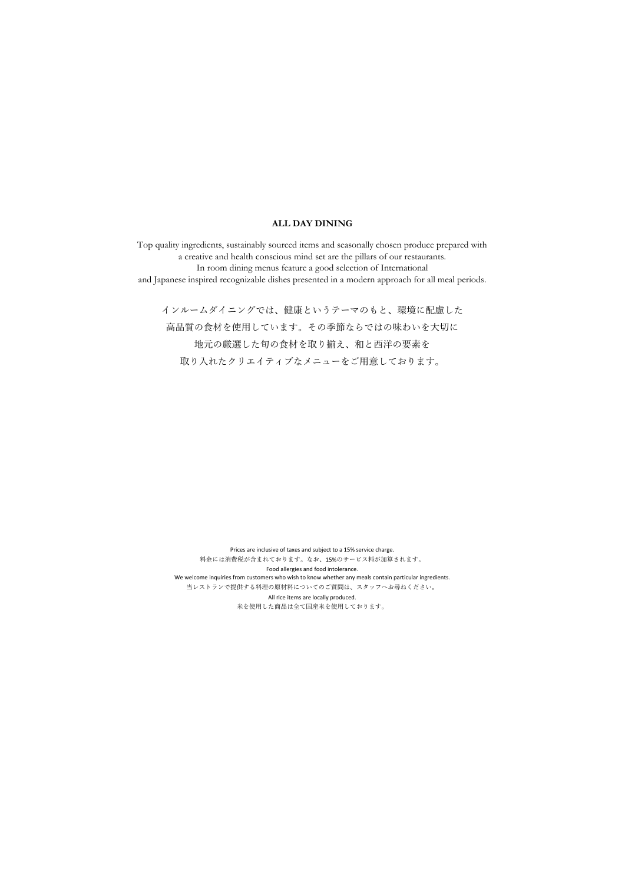# ALL DAY DINING

Top quality ingredients, sustainably sourced items and seasonally chosen produce prepared with a creative and health conscious mind set are the pillars of our restaurants.
In room dining menus feature a good selection of International and Japanese inspired recognizable dishes presented in a modern approach for all meal periods.

インルームダイニングでは、健康というテーマのもと、環境に配慮した
高品質の食材を使用しています。その季節ならではの味わいを大切に
地元の厳選した旬の食材を取り揃え、和と西洋の要素を
取り入れたクリエイティブなメニューをご用意しております。

Prices are inclusive of taxes and subject to a 15% service charge.
料金には消費税が含まれております。なお、15%のサービス料が加算されます。
Food allergies and food intolerance.
We welcome inquiries from customers who wish to know whether any meals contain particular ingredients.
当レストランで提供する料理の原材料についてのご質問は、スタッフへお尋ねください。
All rice items are locally produced.
米を使用した商品は全て国産米を使用しております。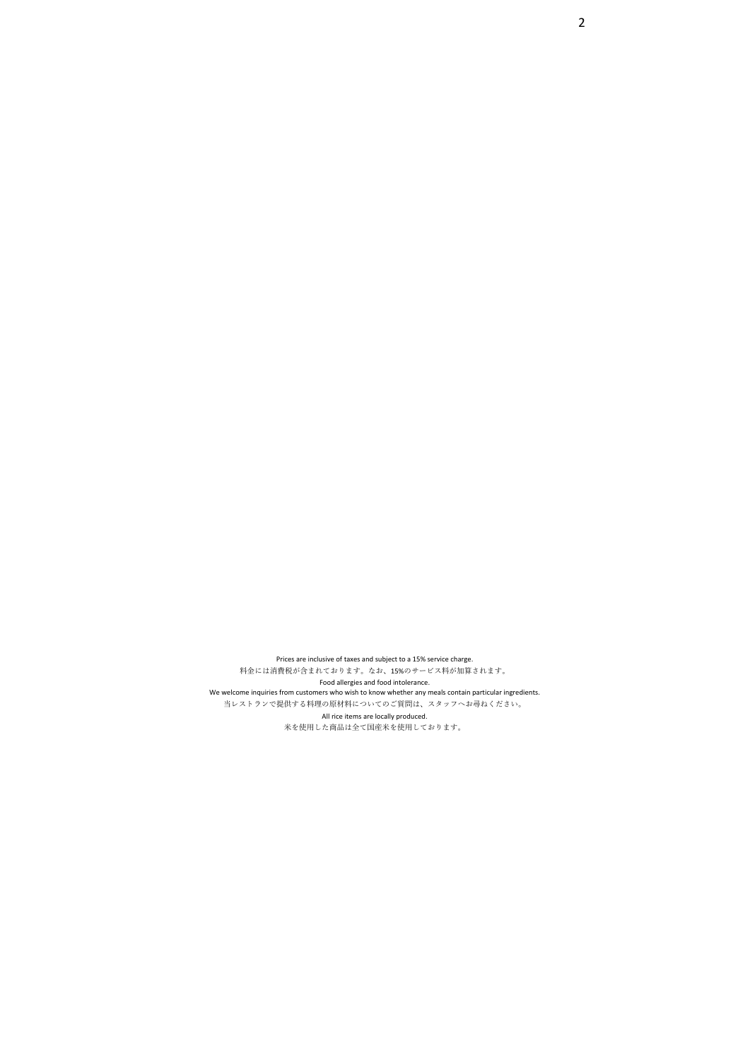Prices are inclusive of taxes and subject to a 15% service charge.

料金には消費税が含まれております。なお、15%のサービス料が加算されます。

Food allergies and food intolerance.

We welcome inquiries from customers who wish to know whether any meals contain particular ingredients.

当レストランで提供する料理の原材料についてのご質問は、スタッフへお尋ねください。

All rice items are locally produced.

米を使用した商品は全て国産米を使用しております。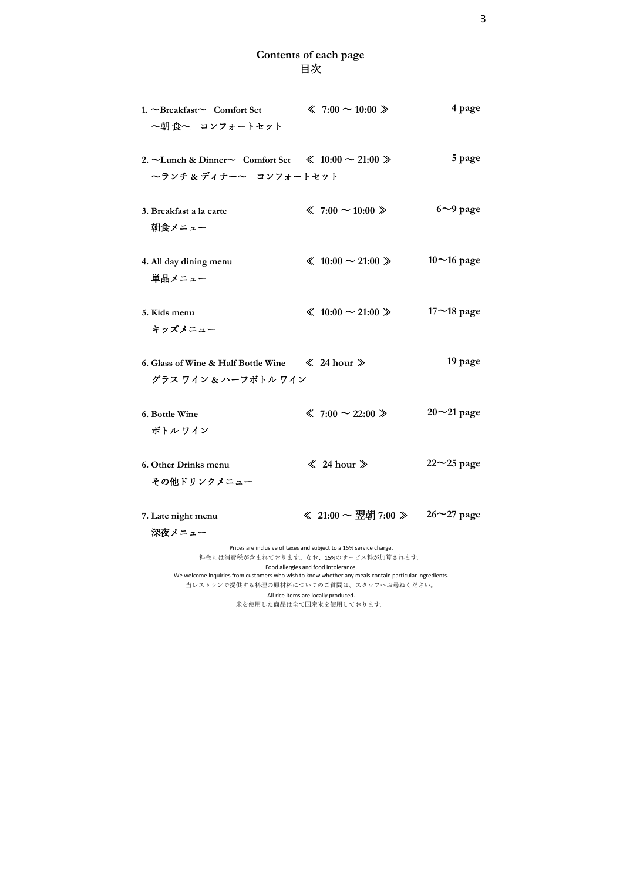# Contents of each page
# 目次

| | | |
|---|---|---|
| 1. 〜Breakfast〜 Comfort Set<br>〜朝 食〜 コンフォートセット | ≪ 7:00 〜 10:00 ≫ | 4 page |
| 2. 〜Lunch & Dinner〜 Comfort Set<br>〜ランチ & ディナー〜 コンフォートセット | ≪ 10:00 〜 21:00 ≫ | 5 page |
| 3. Breakfast a la carte<br>朝食メニュー | ≪ 7:00 〜 10:00 ≫ | 6〜9 page |
| 4. All day dining menu<br>単品メニュー | ≪ 10:00 〜 21:00 ≫ | 10〜16 page |
| 5. Kids menu<br>キッズメニュー | ≪ 10:00 〜 21:00 ≫ | 17〜18 page |
| 6. Glass of Wine & Half Bottle Wine<br>グラス ワイン & ハーフボトル ワイン | ≪ 24 hour ≫ | 19 page |
| 6. Bottle Wine<br>ボトル ワイン | ≪ 7:00 〜 22:00 ≫ | 20〜21 page |
| 6. Other Drinks menu<br>その他ドリンクメニュー | ≪ 24 hour ≫ | 22〜25 page |
| 7. Late night menu<br>深夜メニュー | ≪ 21:00 〜 翌朝 7:00 ≫ | 26〜27 page |

Prices are inclusive of taxes and subject to a 15% service charge.
料金には消費税が含まれております。なお、15%のサービス料が加算されます。
Food allergies and food intolerance.
We welcome inquiries from customers who wish to know whether any meals contain particular ingredients.
当レストランで提供する料理の原材料についてのご質問は、スタッフへお尋ねください。
All rice items are locally produced.
米を使用した商品は全て国産米を使用しております。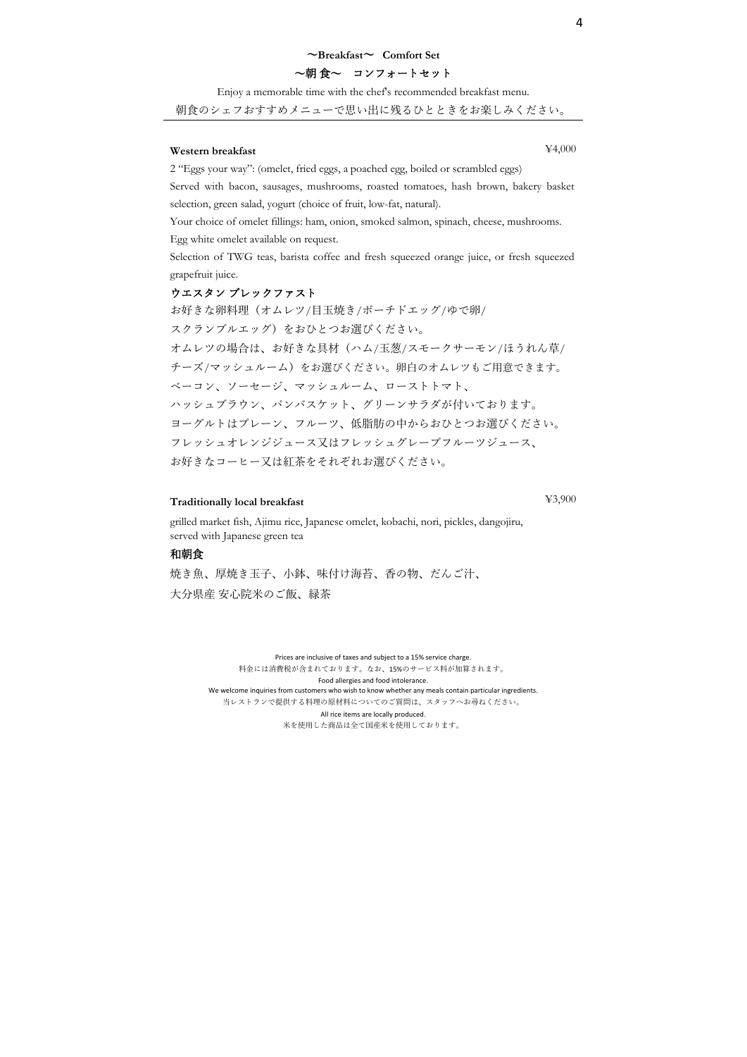## ～Breakfast～ Comfort Set

## ～朝 食～ コンフォートセット

Enjoy a memorable time with the chef's recommended breakfast menu.

朝食のシェフおすすめメニューで思い出に残るひとときをお楽しみください。

---

**Western breakfast** ¥4,000

2 "Eggs your way": (omelet, fried eggs, a poached egg, boiled or scrambled eggs)

Served with bacon, sausages, mushrooms, roasted tomatoes, hash brown, bakery basket selection, green salad, yogurt (choice of fruit, low-fat, natural).

Your choice of omelet fillings: ham, onion, smoked salmon, spinach, cheese, mushrooms.

Egg white omelet available on request.

Selection of TWG teas, barista coffee and fresh squeezed orange juice, or fresh squeezed grapefruit juice.

**ウエスタン ブレックファスト**

お好きな卵料理（オムレツ/目玉焼き/ポーチドエッグ/ゆで卵/

スクランブルエッグ）をおひとつお選びください。

オムレツの場合は、お好きな具材（ハム/玉葱/スモークサーモン/ほうれん草/

チーズ/マッシュルーム）をお選びください。卵白のオムレツもご用意できます。

ベーコン、ソーセージ、マッシュルーム、ローストトマト、

ハッシュブラウン、パンバスケット、グリーンサラダが付いております。

ヨーグルトはプレーン、フルーツ、低脂肪の中からおひとつお選びください。

フレッシュオレンジジュース又はフレッシュグレープフルーツジュース、

お好きなコーヒー又は紅茶をそれぞれお選びください。

**Traditionally local breakfast** ¥3,900

grilled market fish, Ajimu rice, Japanese omelet, kobachi, nori, pickles, dangojiru, served with Japanese green tea

**和朝食**

焼き魚、厚焼き玉子、小鉢、味付け海苔、香の物、だんご汁、

大分県産 安心院米のご飯、緑茶

Prices are inclusive of taxes and subject to a 15% service charge.

料金には消費税が含まれております。なお、15%のサービス料が加算されます。

Food allergies and food intolerance.

We welcome inquiries from customers who wish to know whether any meals contain particular ingredients.

当レストランで提供する料理の原材料についてのご質問は、スタッフへお尋ねください。

All rice items are locally produced.

米を使用した商品は全て国産米を使用しております。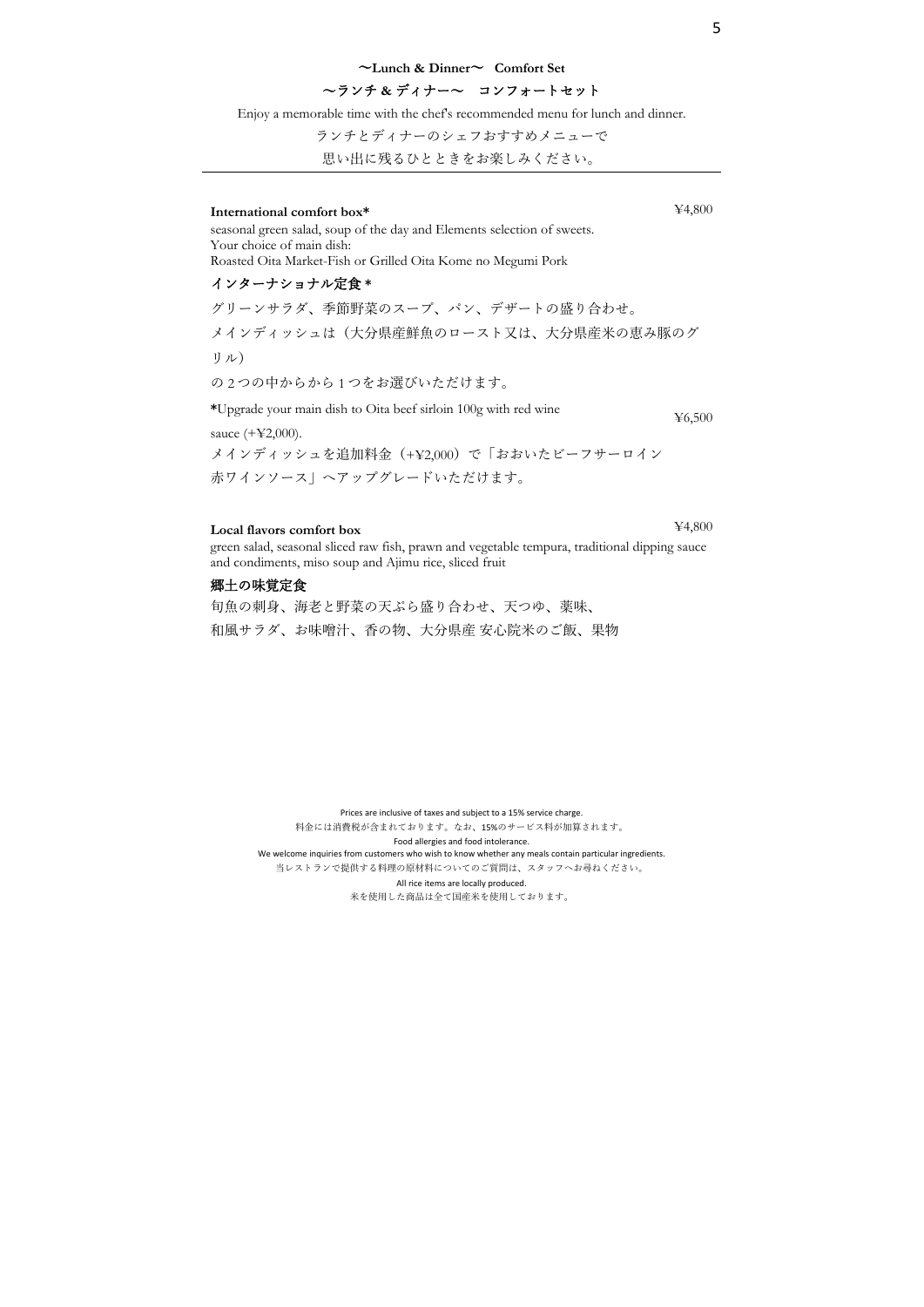## 〜Lunch & Dinner〜 Comfort Set

## 〜ランチ & ディナー〜 コンフォートセット

Enjoy a memorable time with the chef's recommended menu for lunch and dinner.

ランチとディナーのシェフおすすめメニューで

思い出に残るひとときをお楽しみください。

---

**International comfort box*** ¥4,800

seasonal green salad, soup of the day and Elements selection of sweets.
Your choice of main dish:
Roasted Oita Market-Fish or Grilled Oita Kome no Megumi Pork

**インターナショナル定食＊**

グリーンサラダ、季節野菜のスープ、パン、デザートの盛り合わせ。

メインディッシュは（大分県産鮮魚のロースト又は、大分県産米の恵み豚のグリル）

の2つの中からから1つをお選びいただけます。

***Upgrade your main dish to Oita beef sirloin 100g with red wine sauce (+¥2,000).** ¥6,500

メインディッシュを追加料金（+¥2,000）で「おおいたビーフサーロイン赤ワインソース」へアップグレードいただけます。

**Local flavors comfort box** ¥4,800

green salad, seasonal sliced raw fish, prawn and vegetable tempura, traditional dipping sauce and condiments, miso soup and Ajimu rice, sliced fruit

**郷土の味覚定食**

旬魚の刺身、海老と野菜の天ぷら盛り合わせ、天つゆ、薬味、

和風サラダ、お味噌汁、香の物、大分県産 安心院米のご飯、果物

Prices are inclusive of taxes and subject to a 15% service charge.
料金には消費税が含まれております。なお、15%のサービス料が加算されます。
Food allergies and food intolerance.
We welcome inquiries from customers who wish to know whether any meals contain particular ingredients.
当レストランで提供する料理の原材料についてのご質問は、スタッフへお尋ねください。
All rice items are locally produced.
米を使用した商品は全て国産米を使用しております。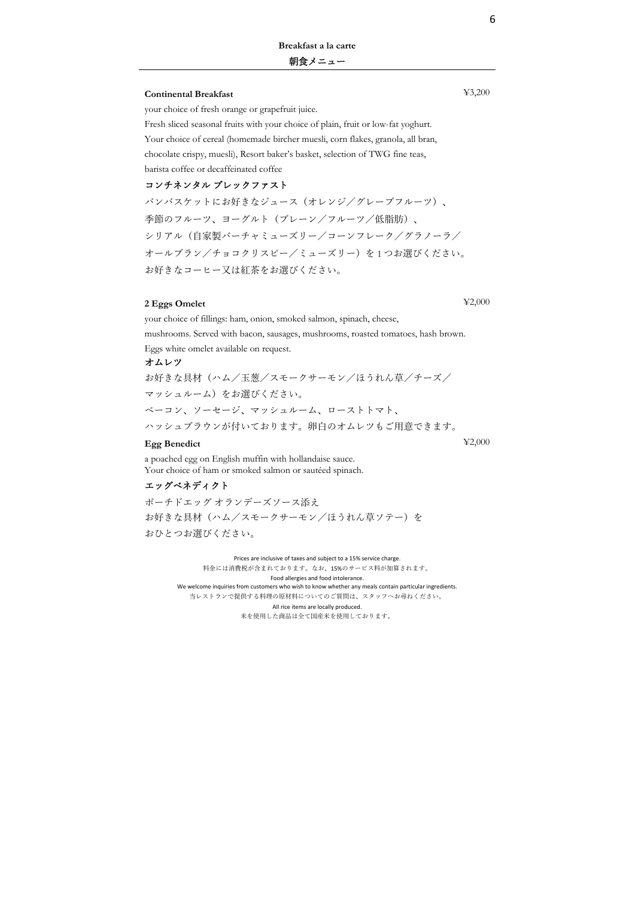## Breakfast a la carte

## 朝食メニュー

**Continental Breakfast** ¥3,200

your choice of fresh orange or grapefruit juice.
Fresh sliced seasonal fruits with your choice of plain, fruit or low-fat yoghurt.
Your choice of cereal (homemade bircher muesli, corn flakes, granola, all bran, chocolate crispy, muesli), Resort baker's basket, selection of TWG fine teas, barista coffee or decaffeinated coffee

**コンチネンタル ブレックファスト**

パンバスケットにお好きなジュース（オレンジ／グレープフルーツ）、
季節のフルーツ、ヨーグルト（プレーン／フルーツ／低脂肪）、
シリアル（自家製バーチャミューズリー／コーンフレーク／グラノーラ／オールブラン／チョコクリスピー／ミューズリー）を1つお選びください。
お好きなコーヒー又は紅茶をお選びください。

**2 Eggs Omelet** ¥2,000

your choice of fillings: ham, onion, smoked salmon, spinach, cheese, mushrooms. Served with bacon, sausages, mushrooms, roasted tomatoes, hash brown.
Eggs white omelet available on request.

**オムレツ**

お好きな具材（ハム／玉葱／スモークサーモン／ほうれん草／チーズ／マッシュルーム）をお選びください。
ベーコン、ソーセージ、マッシュルーム、ローストトマト、
ハッシュブラウンが付いております。卵白のオムレツもご用意できます。

**Egg Benedict** ¥2,000

a poached egg on English muffin with hollandaise sauce.
Your choice of ham or smoked salmon or sautéed spinach.

**エッグベネディクト**

ポーチドエッグ オランデーズソース添え
お好きな具材（ハム／スモークサーモン／ほうれん草ソテー）を
おひとつお選びください。

Prices are inclusive of taxes and subject to a 15% service charge.
料金には消費税が含まれております。なお、15%のサービス料が加算されます。
Food allergies and food intolerance.
We welcome inquiries from customers who wish to know whether any meals contain particular ingredients.
当レストランで提供する料理の原材料についてのご質問は、スタッフへお尋ねください。
All rice items are locally produced.
米を使用した商品は全て国産米を使用しております。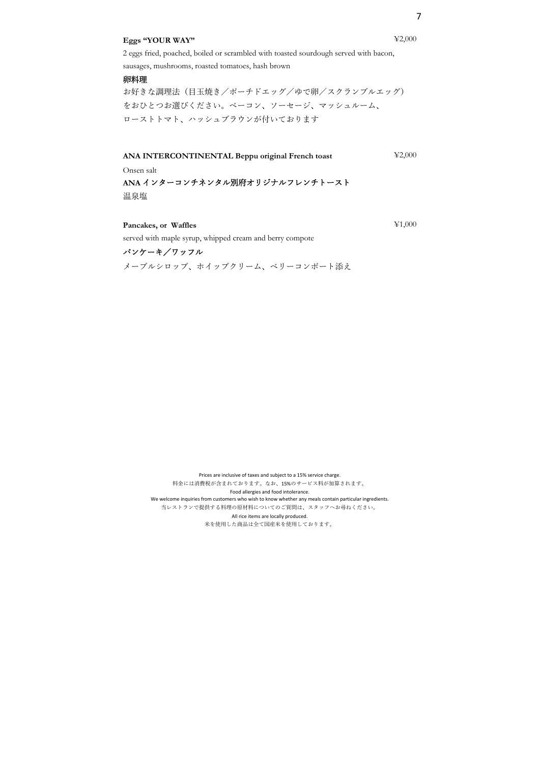**Eggs "YOUR WAY"** ¥2,000

2 eggs fried, poached, boiled or scrambled with toasted sourdough served with bacon, sausages, mushrooms, roasted tomatoes, hash brown

**卵料理**

お好きな調理法（目玉焼き／ポーチドエッグ／ゆで卵／スクランブルエッグ）をおひとつお選びください。ベーコン、ソーセージ、マッシュルーム、ローストトマト、ハッシュブラウンが付いております

**ANA INTERCONTINENTAL Beppu original French toast** ¥2,000

Onsen salt

**ANA インターコンチネンタル別府オリジナルフレンチトースト**

温泉塩

**Pancakes, or Waffles** ¥1,000

served with maple syrup, whipped cream and berry compote

**パンケーキ／ワッフル**

メープルシロップ、ホイップクリーム、ベリーコンポート添え

Prices are inclusive of taxes and subject to a 15% service charge.
料金には消費税が含まれております。なお、15%のサービス料が加算されます。
Food allergies and food intolerance.
We welcome inquiries from customers who wish to know whether any meals contain particular ingredients.
当レストランで提供する料理の原材料についてのご質問は、スタッフへお尋ねください。
All rice items are locally produced.
米を使用した商品は全て国産米を使用しております。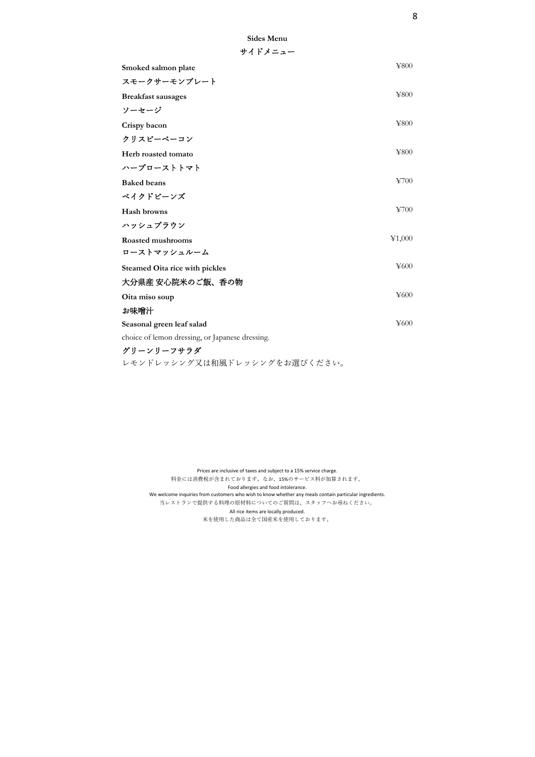## Sides Menu

## サイドメニュー

**Smoked salmon plate** ¥800

**スモークサーモンプレート**

**Breakfast sausages** ¥800

**ソーセージ**

**Crispy bacon** ¥800

**クリスピーベーコン**

**Herb roasted tomato** ¥800

**ハーブローストトマト**

**Baked beans** ¥700

**ベイクドビーンズ**

**Hash browns** ¥700

**ハッシュブラウン**

**Roasted mushrooms** ¥1,000

**ローストマッシュルーム**

**Steamed Oita rice with pickles** ¥600

**大分県産 安心院米のご飯、香の物**

**Oita miso soup** ¥600

**お味噌汁**

**Seasonal green leaf salad** ¥600

choice of lemon dressing, or Japanese dressing.

**グリーンリーフサラダ**

レモンドレッシング又は和風ドレッシングをお選びください。

Prices are inclusive of taxes and subject to a 15% service charge.

料金には消費税が含まれております。なお、15%のサービス料が加算されます。

Food allergies and food intolerance.

We welcome inquiries from customers who wish to know whether any meals contain particular ingredients.

当レストランで提供する料理の原材料についてのご質問は、スタッフへお尋ねください。

All rice items are locally produced.

米を使用した商品は全て国産米を使用しております。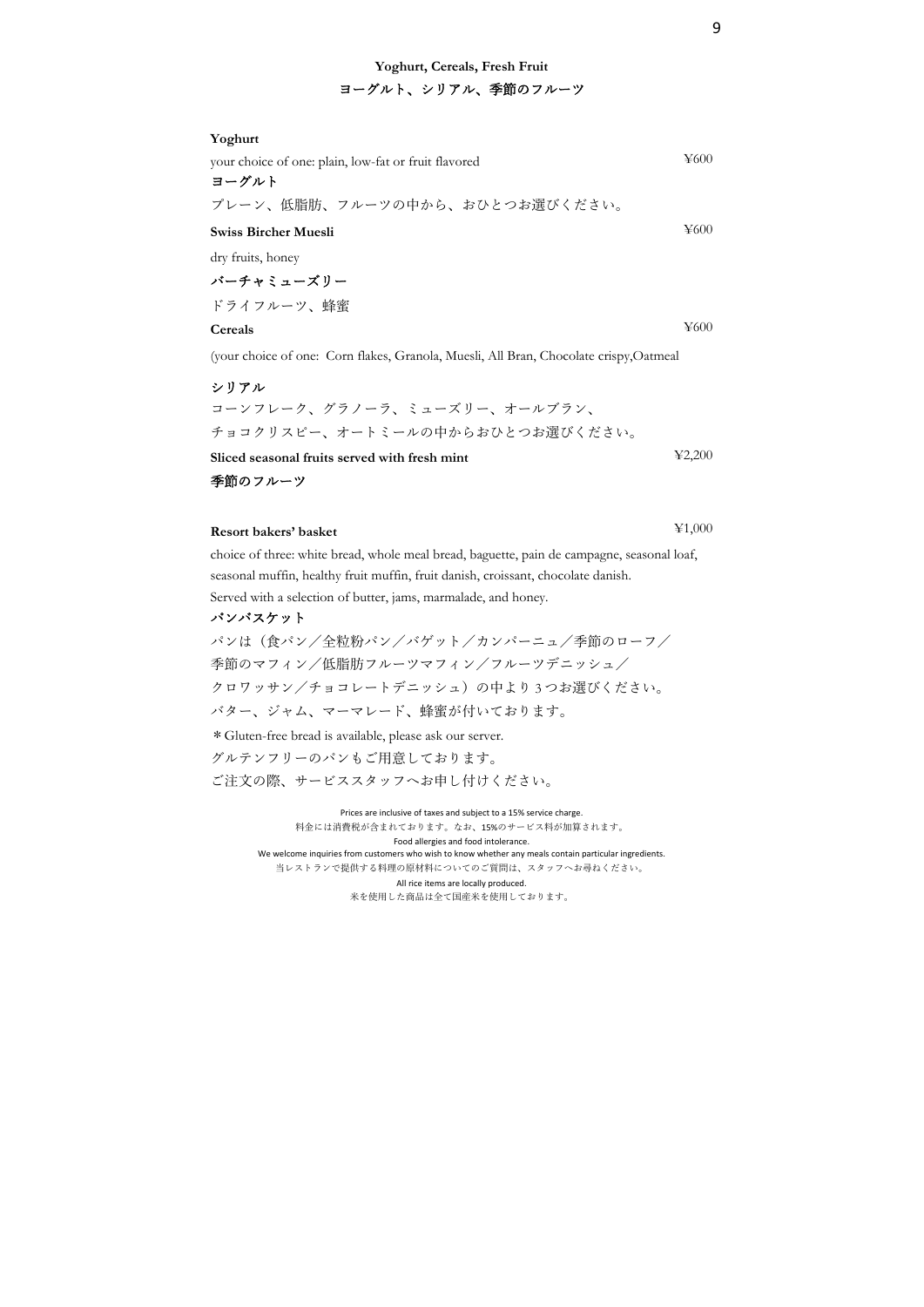## Yoghurt, Cereals, Fresh Fruit
## ヨーグルト、シリアル、季節のフルーツ

**Yoghurt**

your choice of one: plain, low-fat or fruit flavored ¥600

**ヨーグルト**

プレーン、低脂肪、フルーツの中から、おひとつお選びください。

**Swiss Bircher Muesli** ¥600

dry fruits, honey

**バーチャミューズリー**

ドライフルーツ、蜂蜜

**Cereals** ¥600

(your choice of one: Corn flakes, Granola, Muesli, All Bran, Chocolate crispy,Oatmeal

**シリアル**

コーンフレーク、グラノーラ、ミューズリー、オールブラン、
チョコクリスピー、オートミールの中からおひとつお選びください。

**Sliced seasonal fruits served with fresh mint** ¥2,200

**季節のフルーツ**

**Resort bakers' basket** ¥1,000

choice of three: white bread, whole meal bread, baguette, pain de campagne, seasonal loaf, seasonal muffin, healthy fruit muffin, fruit danish, croissant, chocolate danish.
Served with a selection of butter, jams, marmalade, and honey.

**パンバスケット**

パンは（食パン／全粒粉パン／バゲット／カンパーニュ／季節のローフ／
季節のマフィン／低脂肪フルーツマフィン／フルーツデニッシュ／
クロワッサン／チョコレートデニッシュ）の中より３つお選びください。
バター、ジャム、マーマレード、蜂蜜が付いております。

＊Gluten-free bread is available, please ask our server.
グルテンフリーのパンもご用意しております。
ご注文の際、サービススタッフへお申し付けください。

Prices are inclusive of taxes and subject to a 15% service charge.
料金には消費税が含まれております。なお、15%のサービス料が加算されます。
Food allergies and food intolerance.
We welcome inquiries from customers who wish to know whether any meals contain particular ingredients.
当レストランで提供する料理の原材料についてのご質問は、スタッフへお尋ねください。
All rice items are locally produced.
米を使用した商品は全て国産米を使用しております。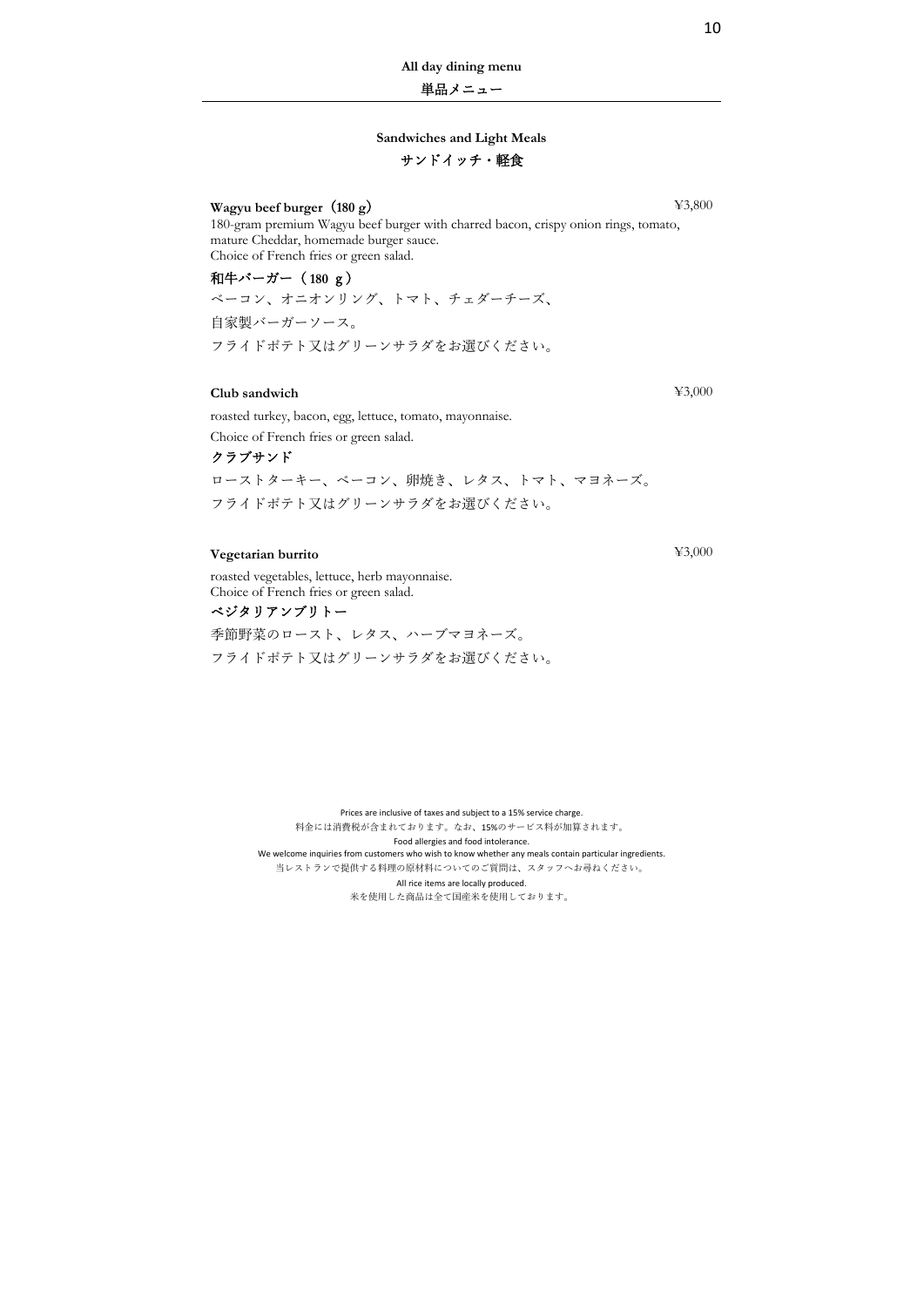## All day dining menu

## 単品メニュー

### Sandwiches and Light Meals

### サンドイッチ・軽食

**Wagyu beef burger（180 g）** ¥3,800

180-gram premium Wagyu beef burger with charred bacon, crispy onion rings, tomato, mature Cheddar, homemade burger sauce.
Choice of French fries or green salad.

**和牛バーガー（180 g）**

ベーコン、オニオンリング、トマト、チェダーチーズ、

自家製バーガーソース。

フライドポテト又はグリーンサラダをお選びください。

**Club sandwich** ¥3,000

roasted turkey, bacon, egg, lettuce, tomato, mayonnaise.

Choice of French fries or green salad.

**クラブサンド**

ローストターキー、ベーコン、卵焼き、レタス、トマト、マヨネーズ。

フライドポテト又はグリーンサラダをお選びください。

**Vegetarian burrito** ¥3,000

roasted vegetables, lettuce, herb mayonnaise.
Choice of French fries or green salad.

**ベジタリアンブリトー**

季節野菜のロースト、レタス、ハーブマヨネーズ。

フライドポテト又はグリーンサラダをお選びください。

Prices are inclusive of taxes and subject to a 15% service charge.
料金には消費税が含まれております。なお、15%のサービス料が加算されます。
Food allergies and food intolerance.
We welcome inquiries from customers who wish to know whether any meals contain particular ingredients.
当レストランで提供する料理の原材料についてのご質問は、スタッフへお尋ねください。
All rice items are locally produced.
米を使用した商品は全て国産米を使用しております。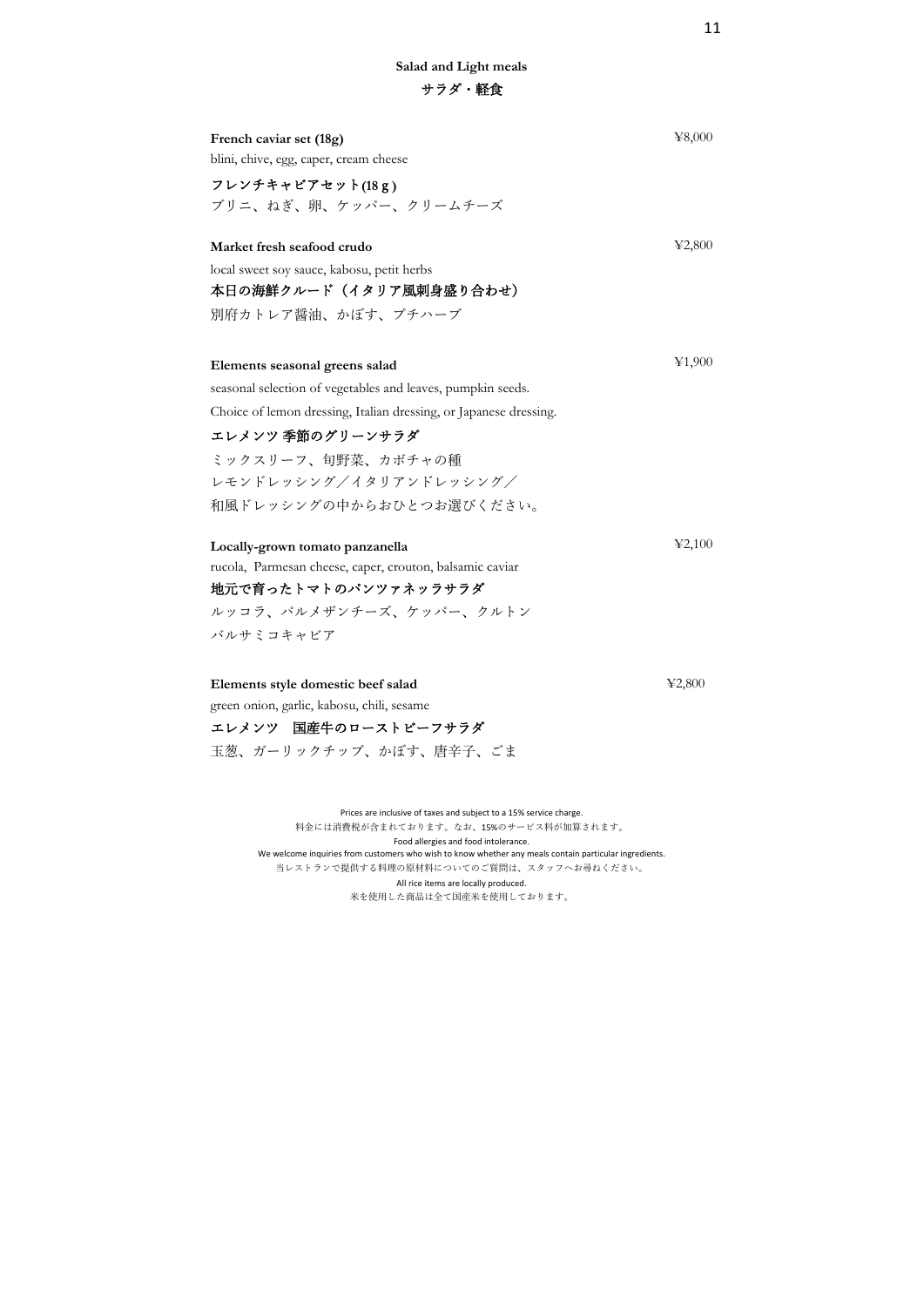## Salad and Light meals

## サラダ・軽食

**French caviar set (18g)** ¥8,000
blini, chive, egg, caper, cream cheese

**フレンチキャビアセット(18 g )**
ブリニ、ねぎ、卵、ケッパー、クリームチーズ

**Market fresh seafood crudo** ¥2,800
local sweet soy sauce, kabosu, petit herbs

**本日の海鮮クルード（イタリア風刺身盛り合わせ）**
別府カトレア醤油、かぼす、プチハーブ

**Elements seasonal greens salad** ¥1,900
seasonal selection of vegetables and leaves, pumpkin seeds.
Choice of lemon dressing, Italian dressing, or Japanese dressing.

**エレメンツ 季節のグリーンサラダ**
ミックスリーフ、旬野菜、カボチャの種
レモンドレッシング／イタリアンドレッシング／
和風ドレッシングの中からおひとつお選びください。

**Locally-grown tomato panzanella** ¥2,100
rucola, Parmesan cheese, caper, crouton, balsamic caviar

**地元で育ったトマトのパンツァネッラサラダ**
ルッコラ、パルメザンチーズ、ケッパー、クルトン
バルサミコキャビア

**Elements style domestic beef salad** ¥2,800
green onion, garlic, kabosu, chili, sesame

**エレメンツ　国産牛のローストビーフサラダ**
玉葱、ガーリックチップ、かぼす、唐辛子、ごま

Prices are inclusive of taxes and subject to a 15% service charge.
料金には消費税が含まれております。なお、15%のサービス料が加算されます。
Food allergies and food intolerance.
We welcome inquiries from customers who wish to know whether any meals contain particular ingredients.
当レストランで提供する料理の原材料についてのご質問は、スタッフへお尋ねください。
All rice items are locally produced.
米を使用した商品は全て国産米を使用しております。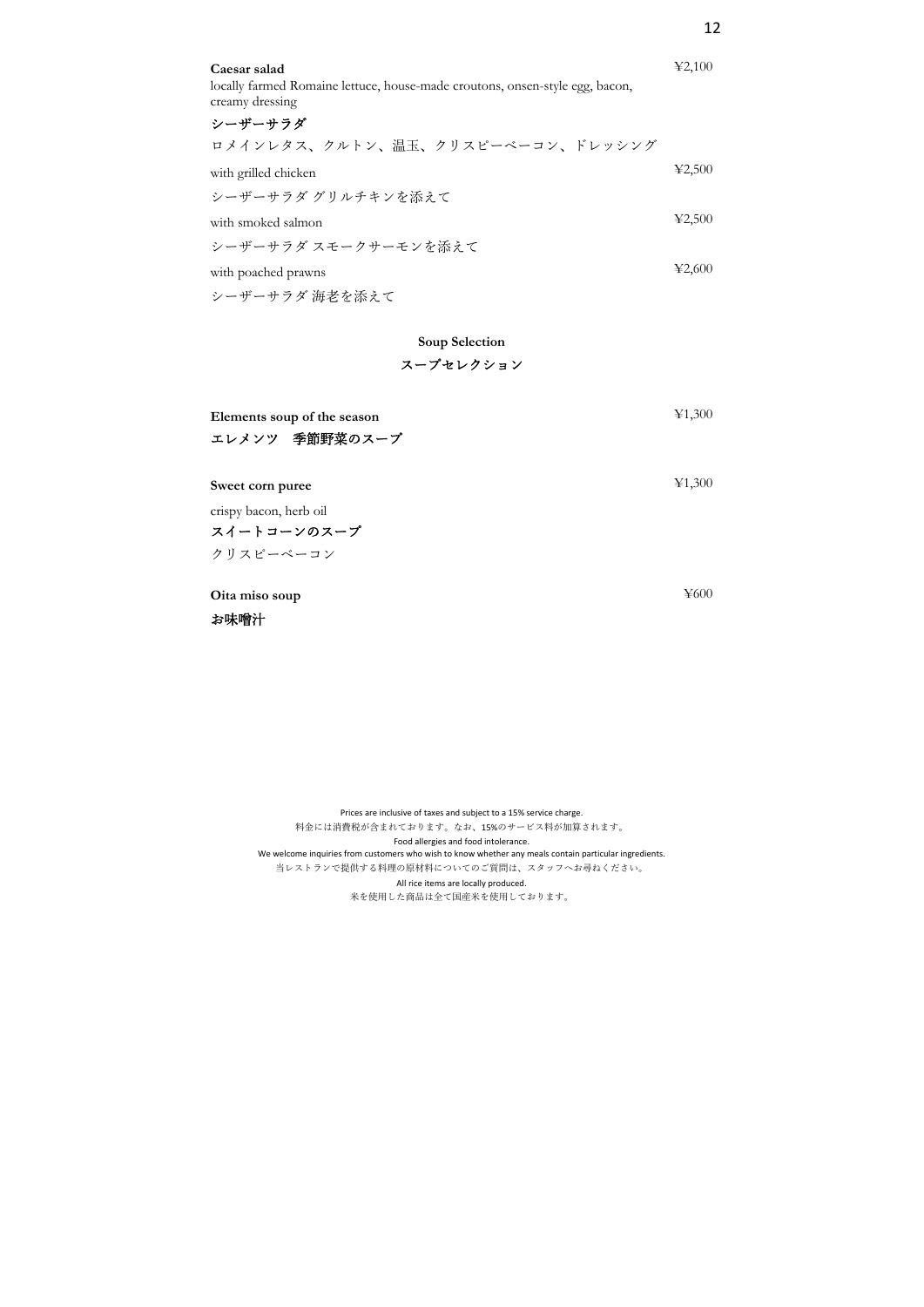**Caesar salad** ¥2,100

locally farmed Romaine lettuce, house-made croutons, onsen-style egg, bacon, creamy dressing

**シーザーサラダ**

ロメインレタス、クルトン、温玉、クリスピーベーコン、ドレッシング

with grilled chicken ¥2,500

シーザーサラダ グリルチキンを添えて

with smoked salmon ¥2,500

シーザーサラダ スモークサーモンを添えて

with poached prawns ¥2,600

シーザーサラダ 海老を添えて

## Soup Selection
## スープセレクション

**Elements soup of the season** ¥1,300

**エレメンツ　季節野菜のスープ**

**Sweet corn puree** ¥1,300

crispy bacon, herb oil

**スイートコーンのスープ**

クリスピーベーコン

**Oita miso soup** ¥600

**お味噌汁**

Prices are inclusive of taxes and subject to a 15% service charge.
料金には消費税が含まれております。なお、15%のサービス料が加算されます。
Food allergies and food intolerance.
We welcome inquiries from customers who wish to know whether any meals contain particular ingredients.
当レストランで提供する料理の原材料についてのご質問は、スタッフへお尋ねください。
All rice items are locally produced.
米を使用した商品は全て国産米を使用しております。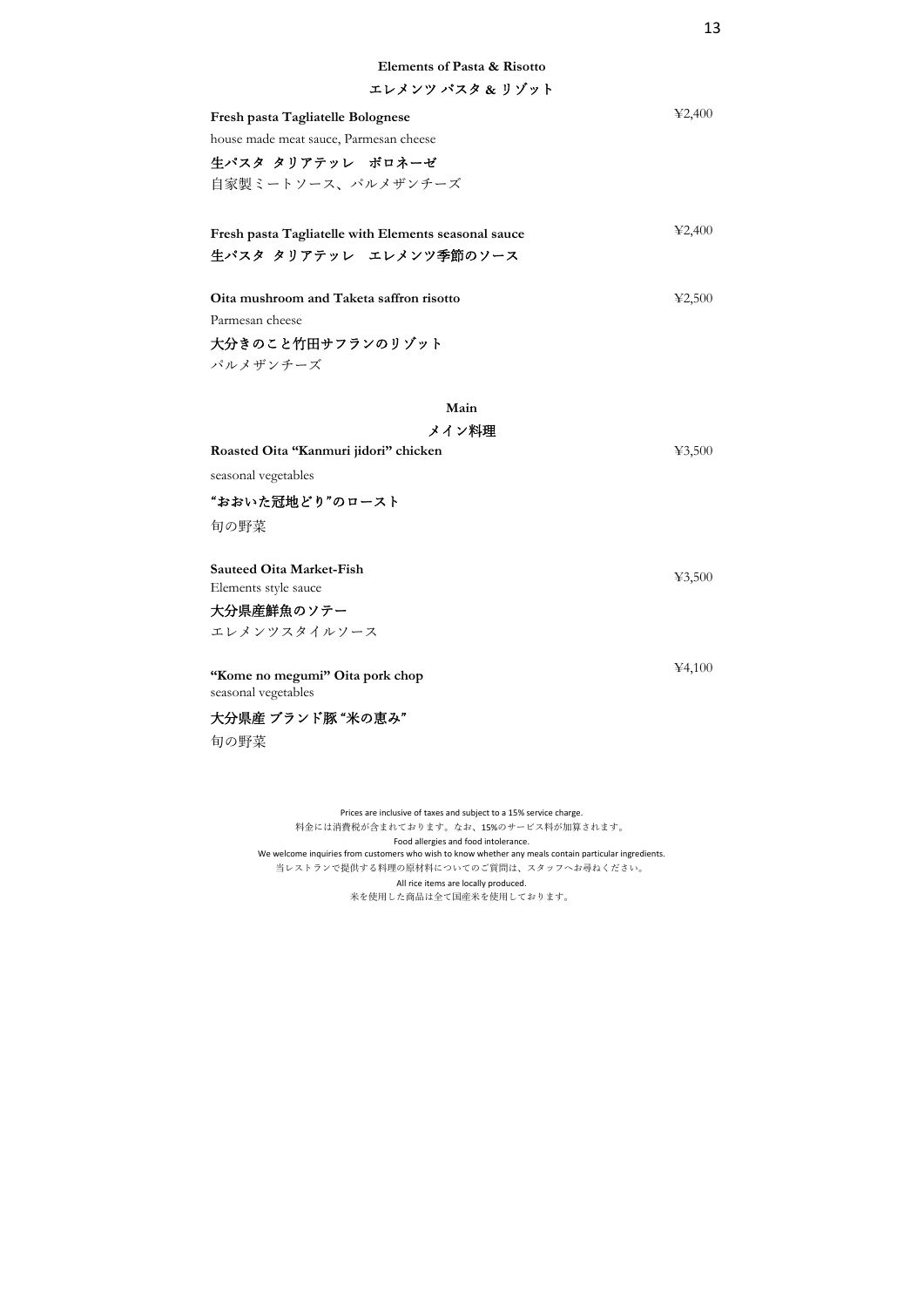## Elements of Pasta & Risotto

## エレメンツ パスタ & リゾット

**Fresh pasta Tagliatelle Bolognese** ¥2,400

house made meat sauce, Parmesan cheese

**生パスタ タリアテッレ　ボロネーゼ**

自家製ミートソース、パルメザンチーズ

**Fresh pasta Tagliatelle with Elements seasonal sauce** ¥2,400

**生パスタ タリアテッレ　エレメンツ季節のソース**

**Oita mushroom and Taketa saffron risotto** ¥2,500

Parmesan cheese

**大分きのこと竹田サフランのリゾット**

パルメザンチーズ

## Main

## メイン料理

**Roasted Oita "Kanmuri jidori" chicken** ¥3,500

seasonal vegetables

**"おおいた冠地どり"のロースト**

旬の野菜

**Sauteed Oita Market-Fish** ¥3,500

Elements style sauce

**大分県産鮮魚のソテー**

エレメンツスタイルソース

**"Kome no megumi" Oita pork chop** ¥4,100

seasonal vegetables

**大分県産 ブランド豚 "米の恵み"**

旬の野菜

Prices are inclusive of taxes and subject to a 15% service charge.
料金には消費税が含まれております。なお、15%のサービス料が加算されます。
Food allergies and food intolerance.
We welcome inquiries from customers who wish to know whether any meals contain particular ingredients.
当レストランで提供する料理の原材料についてのご質問は、スタッフへお尋ねください。
All rice items are locally produced.
米を使用した商品は全て国産米を使用しております。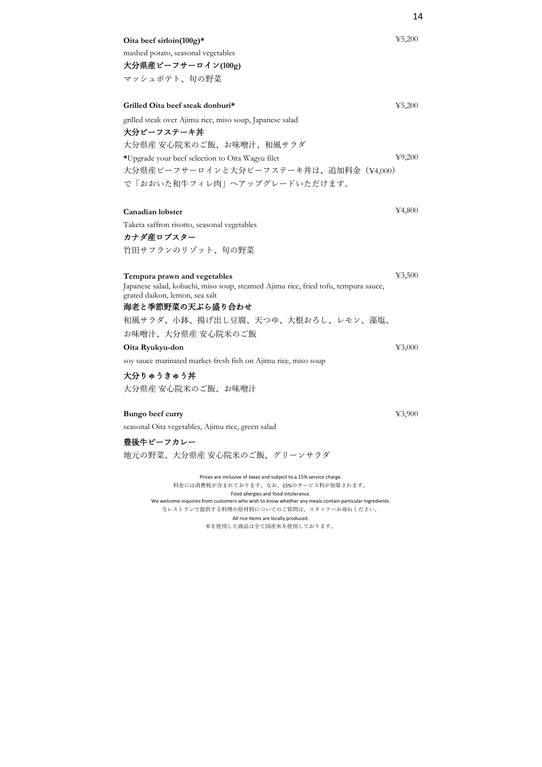**Oita beef sirloin(100g)*** ¥5,200

mashed potato, seasonal vegetables

**大分県産ビーフサーロイン(100g)**

マッシュポテト、旬の野菜

**Grilled Oita beef steak donburi*** ¥5,200

grilled steak over Ajimu rice, miso soup, Japanese salad

**大分ビーフステーキ丼**

大分県産 安心院米のご飯、お味噌汁、和風サラダ

*Upgrade your beef selection to Oita Wagyu filet ¥9,200

大分県産ビーフサーロインと大分ビーフステーキ丼は、追加料金（¥4,000）で「おおいた和牛フィレ肉」へアップグレードいただけます。

**Canadian lobster** ¥4,800

Taketa saffron risotto, seasonal vegetables

**カナダ産ロブスター**

竹田サフランのリゾット、旬の野菜

**Tempura prawn and vegetables** ¥3,500

Japanese salad, kobachi, miso soup, steamed Ajimu rice, fried tofu, tempura sauce, grated daikon, lemon, sea salt

**海老と季節野菜の天ぷら盛り合わせ**

和風サラダ、小鉢、揚げ出し豆腐、天つゆ、大根おろし、レモン、藻塩、お味噌汁、大分県産 安心院米のご飯

**Oita Ryukyu-don** ¥3,000

soy sauce marinated market-fresh fish on Ajimu rice, miso soup

**大分りゅうきゅう丼**

大分県産 安心院米のご飯、お味噌汁

**Bungo beef curry** ¥3,900

seasonal Oita vegetables, Ajimu rice, green salad

**豊後牛ビーフカレー**

地元の野菜、大分県産 安心院米のご飯、グリーンサラダ

Prices are inclusive of taxes and subject to a 15% service charge.
料金には消費税が含まれております。なお、15%のサービス料が加算されます。
Food allergies and food intolerance.
We welcome inquiries from customers who wish to know whether any meals contain particular ingredients.
当レストランで提供する料理の原材料についてのご質問は、スタッフへお尋ねください。
All rice items are locally produced.
米を使用した商品は全て国産米を使用しております。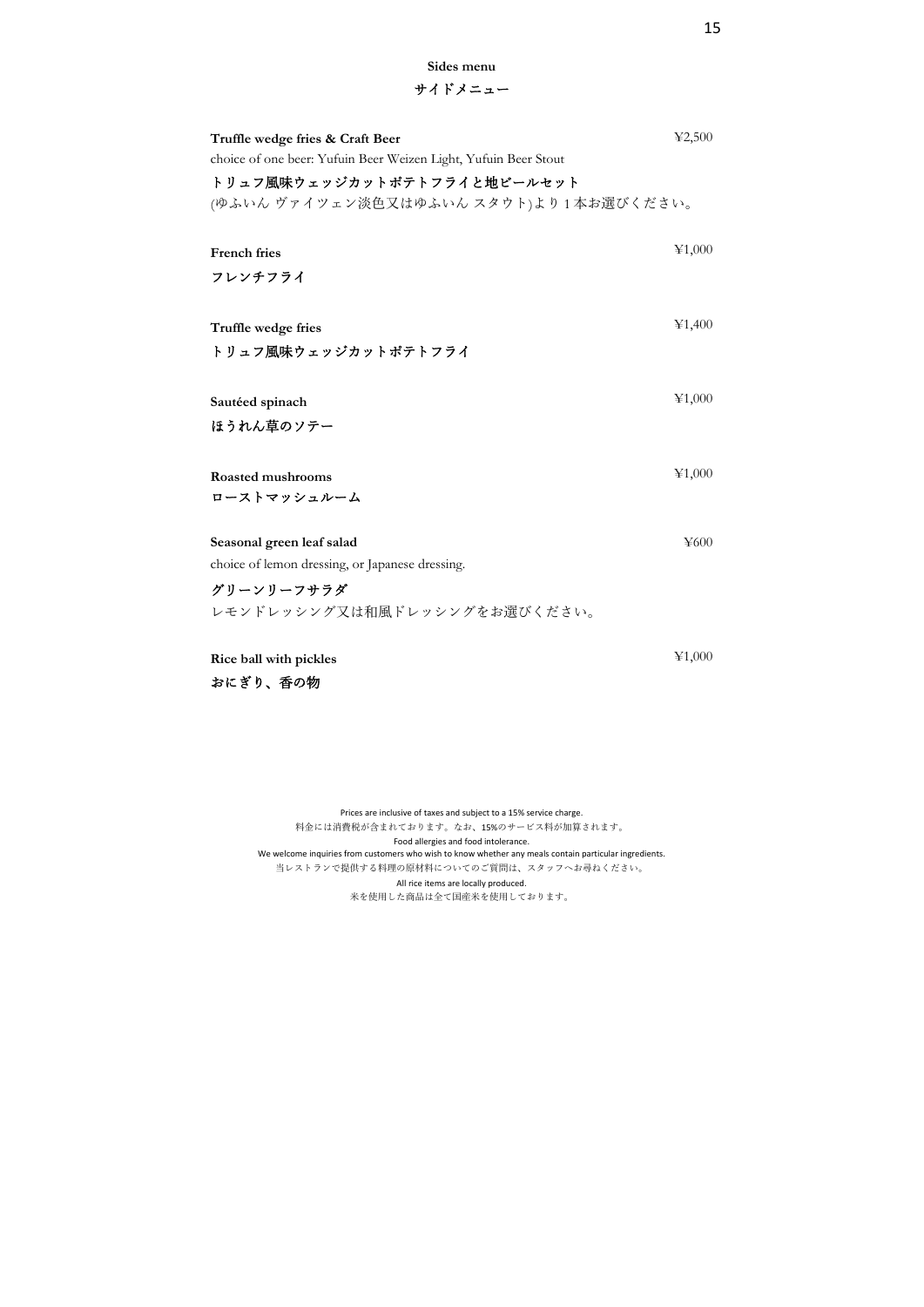## Sides menu
## サイドメニュー

**Truffle wedge fries & Craft Beer** ¥2,500
choice of one beer: Yufuin Beer Weizen Light, Yufuin Beer Stout
**トリュフ風味ウェッジカットポテトフライと地ビールセット**
(ゆふいん ヴァイツェン淡色又はゆふいん スタウト)より 1 本お選びください。

**French fries** ¥1,000
**フレンチフライ**

**Truffle wedge fries** ¥1,400
**トリュフ風味ウェッジカットポテトフライ**

**Sautéed spinach** ¥1,000
**ほうれん草のソテー**

**Roasted mushrooms** ¥1,000
**ローストマッシュルーム**

**Seasonal green leaf salad** ¥600
choice of lemon dressing, or Japanese dressing.
**グリーンリーフサラダ**
レモンドレッシング又は和風ドレッシングをお選びください。

**Rice ball with pickles** ¥1,000
**おにぎり、香の物**

Prices are inclusive of taxes and subject to a 15% service charge.
料金には消費税が含まれております。なお、15%のサービス料が加算されます。
Food allergies and food intolerance.
We welcome inquiries from customers who wish to know whether any meals contain particular ingredients.
当レストランで提供する料理の原材料についてのご質問は、スタッフへお尋ねください。
All rice items are locally produced.
米を使用した商品は全て国産米を使用しております。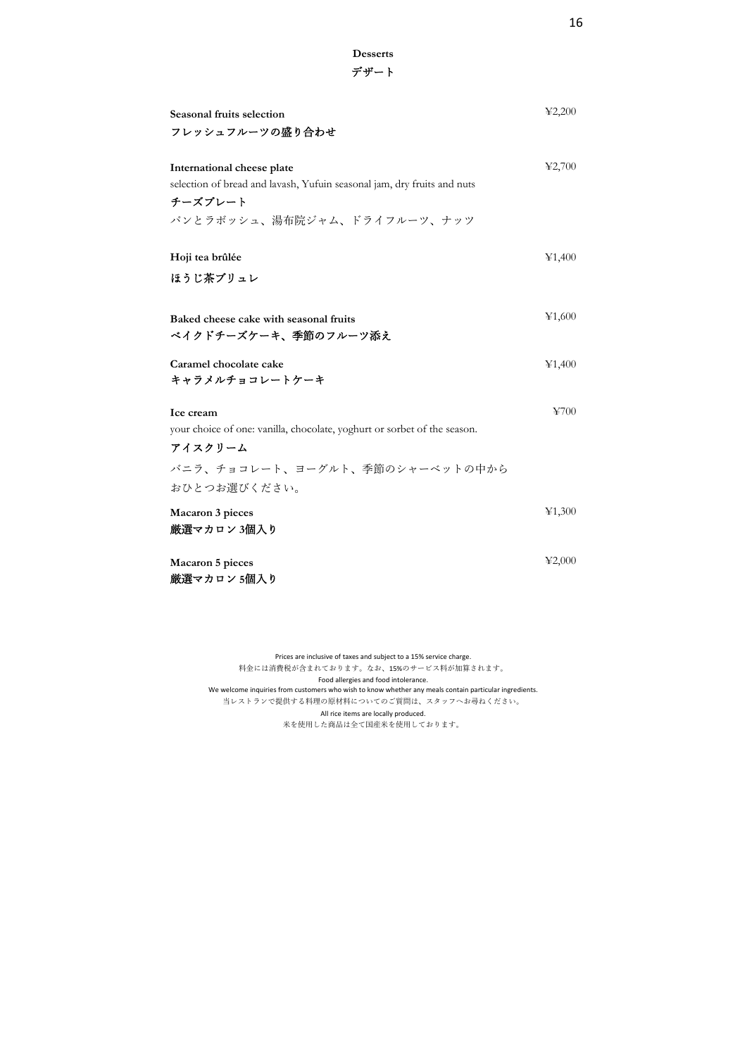# Desserts
# デザート

**Seasonal fruits selection** ¥2,200
**フレッシュフルーツの盛り合わせ**

**International cheese plate** ¥2,700
selection of bread and lavash, Yufuin seasonal jam, dry fruits and nuts
**チーズプレート**
パンとラボッシュ、湯布院ジャム、ドライフルーツ、ナッツ

**Hoji tea brûlée** ¥1,400
**ほうじ茶ブリュレ**

**Baked cheese cake with seasonal fruits** ¥1,600
**ベイクドチーズケーキ、季節のフルーツ添え**

**Caramel chocolate cake** ¥1,400
**キャラメルチョコレートケーキ**

**Ice cream** ¥700
your choice of one: vanilla, chocolate, yoghurt or sorbet of the season.
**アイスクリーム**
バニラ、チョコレート、ヨーグルト、季節のシャーベットの中から
おひとつお選びください。

**Macaron 3 pieces** ¥1,300
**厳選マカロン 3個入り**

**Macaron 5 pieces** ¥2,000
**厳選マカロン 5個入り**

Prices are inclusive of taxes and subject to a 15% service charge.
料金には消費税が含まれております。なお、15%のサービス料が加算されます。
Food allergies and food intolerance.
We welcome inquiries from customers who wish to know whether any meals contain particular ingredients.
当レストランで提供する料理の原材料についてのご質問は、スタッフへお尋ねください。
All rice items are locally produced.
米を使用した商品は全て国産米を使用しております。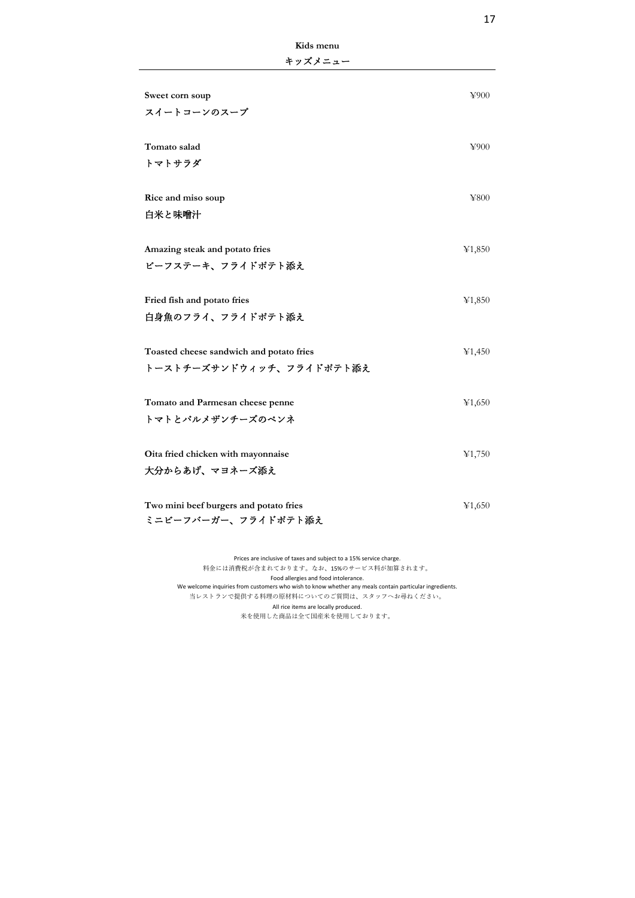## Kids menu

## キッズメニュー

**Sweet corn soup** ¥900
**スイートコーンのスープ**

**Tomato salad** ¥900
**トマトサラダ**

**Rice and miso soup** ¥800
**白米と味噌汁**

**Amazing steak and potato fries** ¥1,850
**ビーフステーキ、フライドポテト添え**

**Fried fish and potato fries** ¥1,850
**白身魚のフライ、フライドポテト添え**

**Toasted cheese sandwich and potato fries** ¥1,450
**トーストチーズサンドウィッチ、フライドポテト添え**

**Tomato and Parmesan cheese penne** ¥1,650
**トマトとパルメザンチーズのペンネ**

**Oita fried chicken with mayonnaise** ¥1,750
**大分からあげ、マヨネーズ添え**

**Two mini beef burgers and potato fries** ¥1,650
**ミニビーフバーガー、フライドポテト添え**

Prices are inclusive of taxes and subject to a 15% service charge.
料金には消費税が含まれております。なお、15%のサービス料が加算されます。
Food allergies and food intolerance.
We welcome inquiries from customers who wish to know whether any meals contain particular ingredients.
当レストランで提供する料理の原材料についてのご質問は、スタッフへお尋ねください。
All rice items are locally produced.
米を使用した商品は全て国産米を使用しております。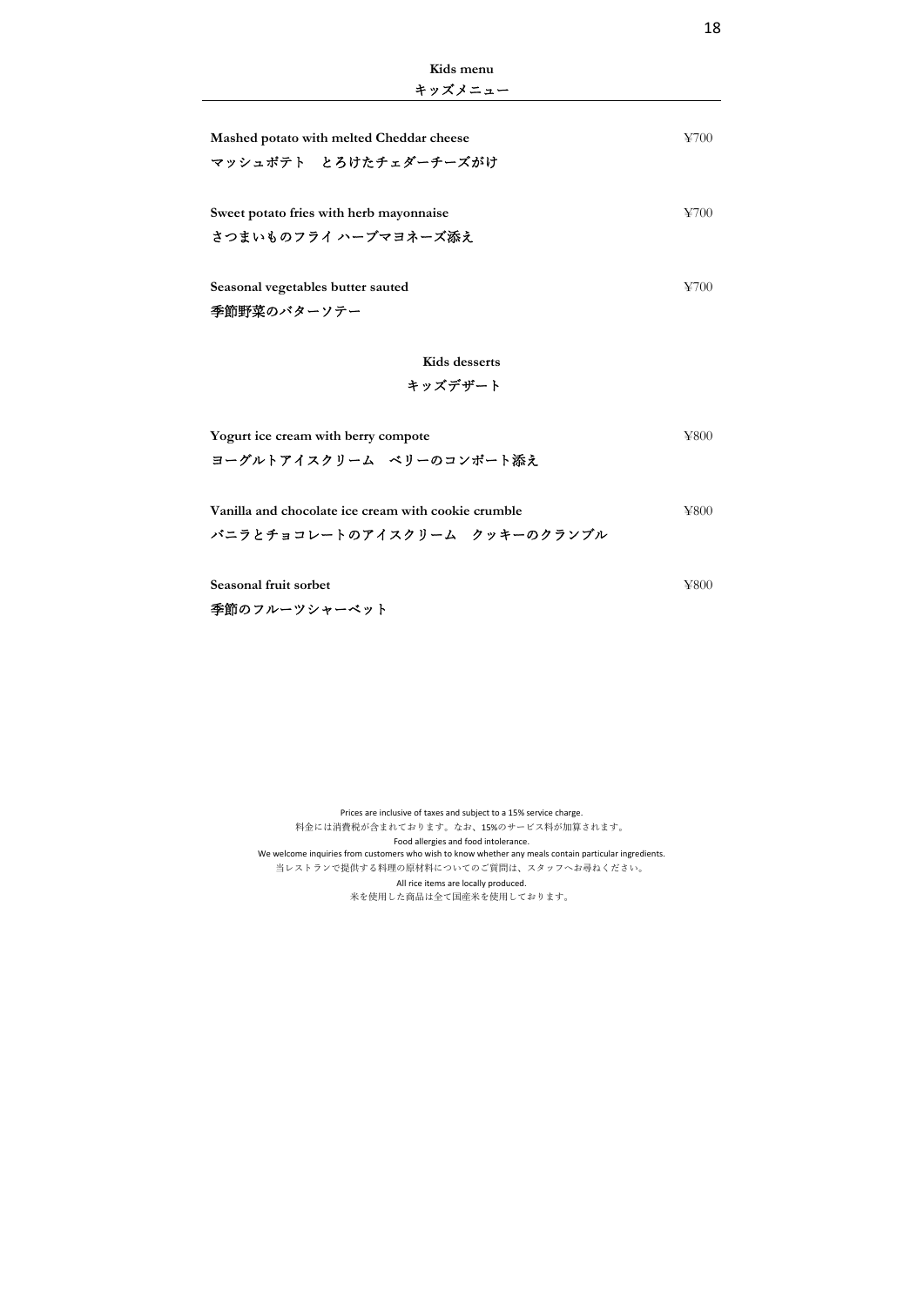## Kids menu
## キッズメニュー

**Mashed potato with melted Cheddar cheese** ¥700
**マッシュポテト　とろけたチェダーチーズがけ**

**Sweet potato fries with herb mayonnaise** ¥700
**さつまいものフライ ハーブマヨネーズ添え**

**Seasonal vegetables butter sauted** ¥700
**季節野菜のバターソテー**

### Kids desserts
### キッズデザート

**Yogurt ice cream with berry compote** ¥800
**ヨーグルトアイスクリーム　ベリーのコンポート添え**

**Vanilla and chocolate ice cream with cookie crumble** ¥800
**バニラとチョコレートのアイスクリーム　クッキーのクランブル**

**Seasonal fruit sorbet** ¥800
**季節のフルーツシャーベット**

Prices are inclusive of taxes and subject to a 15% service charge.
料金には消費税が含まれております。なお、15%のサービス料が加算されます。
Food allergies and food intolerance.
We welcome inquiries from customers who wish to know whether any meals contain particular ingredients.
当レストランで提供する料理の原材料についてのご質問は、スタッフへお尋ねください。
All rice items are locally produced.
米を使用した商品は全て国産米を使用しております。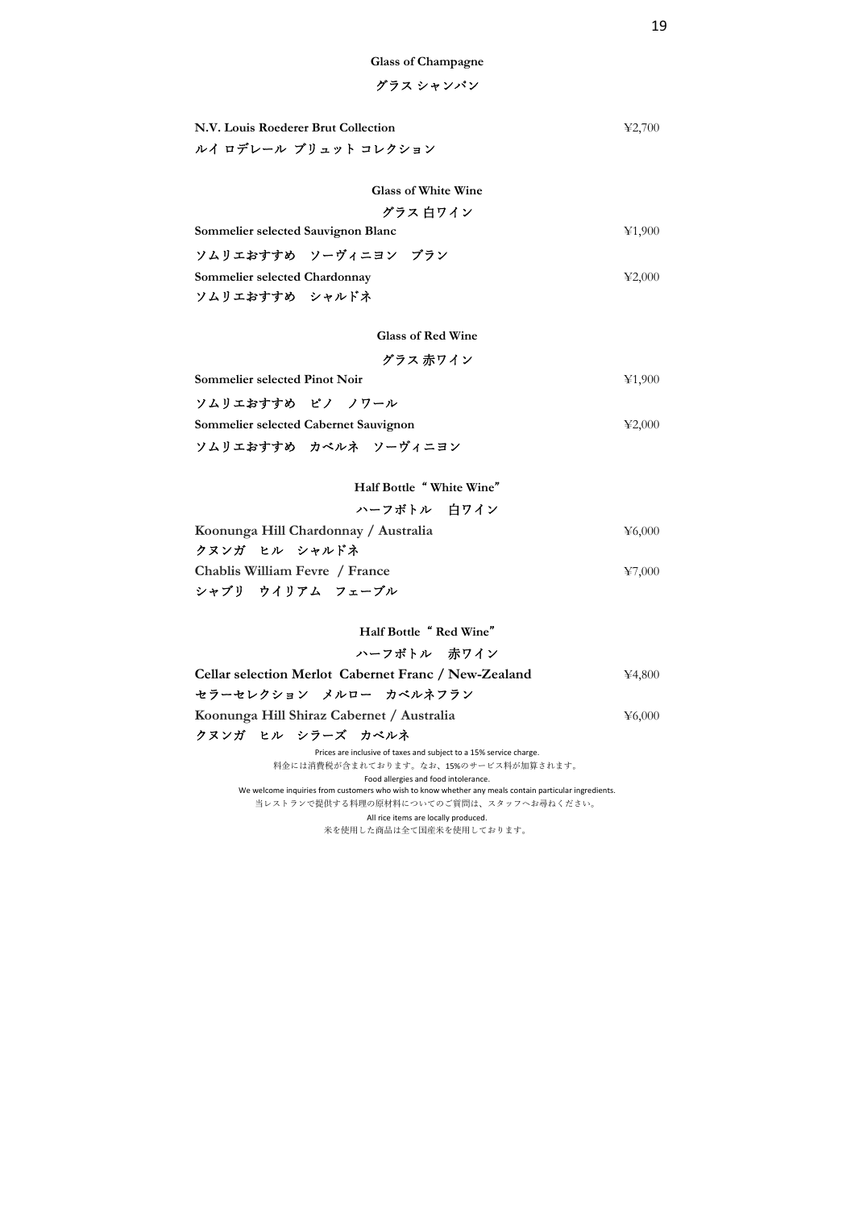## Glass of Champagne

## グラス シャンパン

**N.V. Louis Roederer Brut Collection** ¥2,700
**ルイ ロデレール ブリュット コレクション**

## Glass of White Wine

## グラス 白ワイン

**Sommelier selected Sauvignon Blanc** ¥1,900
**ソムリエおすすめ　ソーヴィニヨン　ブラン**

**Sommelier selected Chardonnay** ¥2,000
**ソムリエおすすめ　シャルドネ**

## Glass of Red Wine

## グラス 赤ワイン

**Sommelier selected Pinot Noir** ¥1,900
**ソムリエおすすめ　ピノ　ノワール**

**Sommelier selected Cabernet Sauvignon** ¥2,000
**ソムリエおすすめ　カベルネ　ソーヴィニヨン**

## Half Bottle " White Wine"

## ハーフボトル　白ワイン

**Koonunga Hill Chardonnay / Australia** ¥6,000
**クヌンガ　ヒル　シャルドネ**

**Chablis William Fevre / France** ¥7,000
**シャブリ　ウイリアム　フェーブル**

## Half Bottle " Red Wine"

## ハーフボトル　赤ワイン

**Cellar selection Merlot Cabernet Franc / New-Zealand** ¥4,800
**セラーセレクション　メルロー　カベルネフラン**

**Koonunga Hill Shiraz Cabernet / Australia** ¥6,000
**クヌンガ　ヒル　シラーズ　カベルネ**

Prices are inclusive of taxes and subject to a 15% service charge.
料金には消費税が含まれております。なお、15%のサービス料が加算されます。
Food allergies and food intolerance.
We welcome inquiries from customers who wish to know whether any meals contain particular ingredients.
当レストランで提供する料理の原材料についてのご質問は、スタッフへお尋ねください。
All rice items are locally produced.
米を使用した商品は全て国産米を使用しております。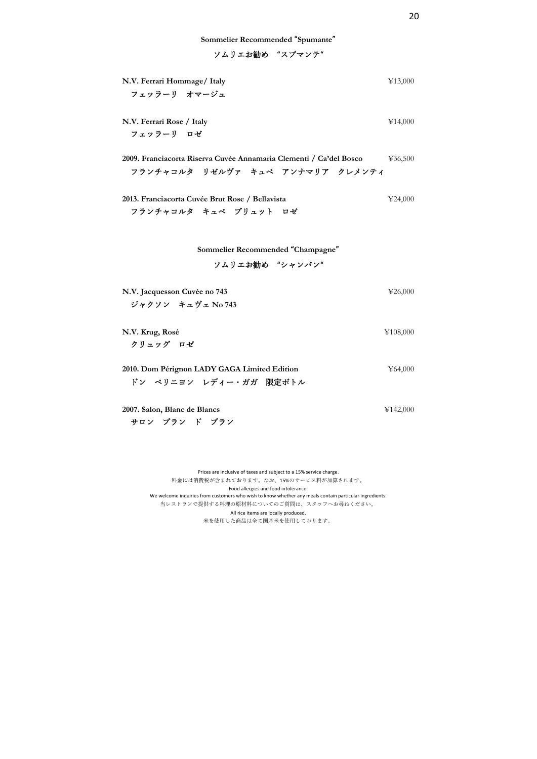## Sommelier Recommended "Spumante"

## ソムリエお勧め "スプマンテ"

**N.V. Ferrari Hommage/ Italy** ¥13,000
**フェッラーリ　オマージュ**

**N.V. Ferrari Rose / Italy** ¥14,000
**フェッラーリ　ロゼ**

**2009. Franciacorta Riserva Cuvée Annamaria Clementi / Ca'del Bosco** ¥36,500
**フランチャコルタ　リゼルヴァ　キュベ　アンナマリア　クレメンティ**

**2013. Franciacorta Cuvée Brut Rose / Bellavista** ¥24,000
**フランチャコルタ　キュベ　ブリュット　ロゼ**

## Sommelier Recommended "Champagne"

## ソムリエお勧め "シャンパン"

**N.V. Jacquesson Cuvée no 743** ¥26,000
**ジャクソン　キュヴェ No 743**

**N.V. Krug, Rosé** ¥108,000
**クリュッグ　ロゼ**

**2010. Dom Pérignon LADY GAGA Limited Edition** ¥64,000
**ドン　ペリニヨン　レディー・ガガ　限定ボトル**

**2007. Salon, Blanc de Blancs** ¥142,000
**サロン　ブラン　ド　ブラン**

Prices are inclusive of taxes and subject to a 15% service charge.
料金には消費税が含まれております。なお、15%のサービス料が加算されます。
Food allergies and food intolerance.
We welcome inquiries from customers who wish to know whether any meals contain particular ingredients.
当レストランで提供する料理の原材料についてのご質問は、スタッフへお尋ねください。
All rice items are locally produced.
米を使用した商品は全て国産米を使用しております。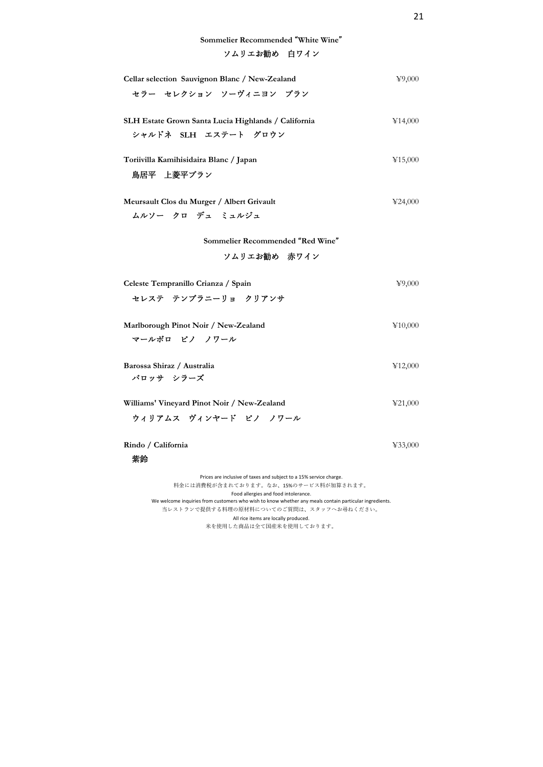## Sommelier Recommended "White Wine"

## ソムリエお勧め　白ワイン

**Cellar selection  Sauvignon Blanc / New-Zealand** ¥9,000
**セラー　セレクション　ソーヴィニヨン　ブラン**

**SLH Estate Grown Santa Lucia Highlands / California** ¥14,000
**シャルドネ　SLH　エステート　グロウン**

**Toriivilla Kamihisidaira Blanc / Japan** ¥15,000
**鳥居平　上菱平ブラン**

**Meursault Clos du Murger / Albert Grivault** ¥24,000
**ムルソー　クロ　デュ　ミュルジュ**

## Sommelier Recommended "Red Wine"

## ソムリエお勧め　赤ワイン

**Celeste Tempranillo Crianza / Spain** ¥9,000
**セレステ　テンプラニーリョ　クリアンサ**

**Marlborough Pinot Noir / New-Zealand** ¥10,000
**マールボロ　ピノ　ノワール**

**Barossa Shiraz / Australia** ¥12,000
**バロッサ　シラーズ**

**Williams' Vineyard Pinot Noir / New-Zealand** ¥21,000
**ウィリアムス　ヴィンヤード　ピノ　ノワール**

**Rindo / California** ¥33,000
**紫鈴**

Prices are inclusive of taxes and subject to a 15% service charge.
料金には消費税が含まれております。なお、15%のサービス料が加算されます。
Food allergies and food intolerance.
We welcome inquiries from customers who wish to know whether any meals contain particular ingredients.
当レストランで提供する料理の原材料についてのご質問は、スタッフへお尋ねください。
All rice items are locally produced.
米を使用した商品は全て国産米を使用しております。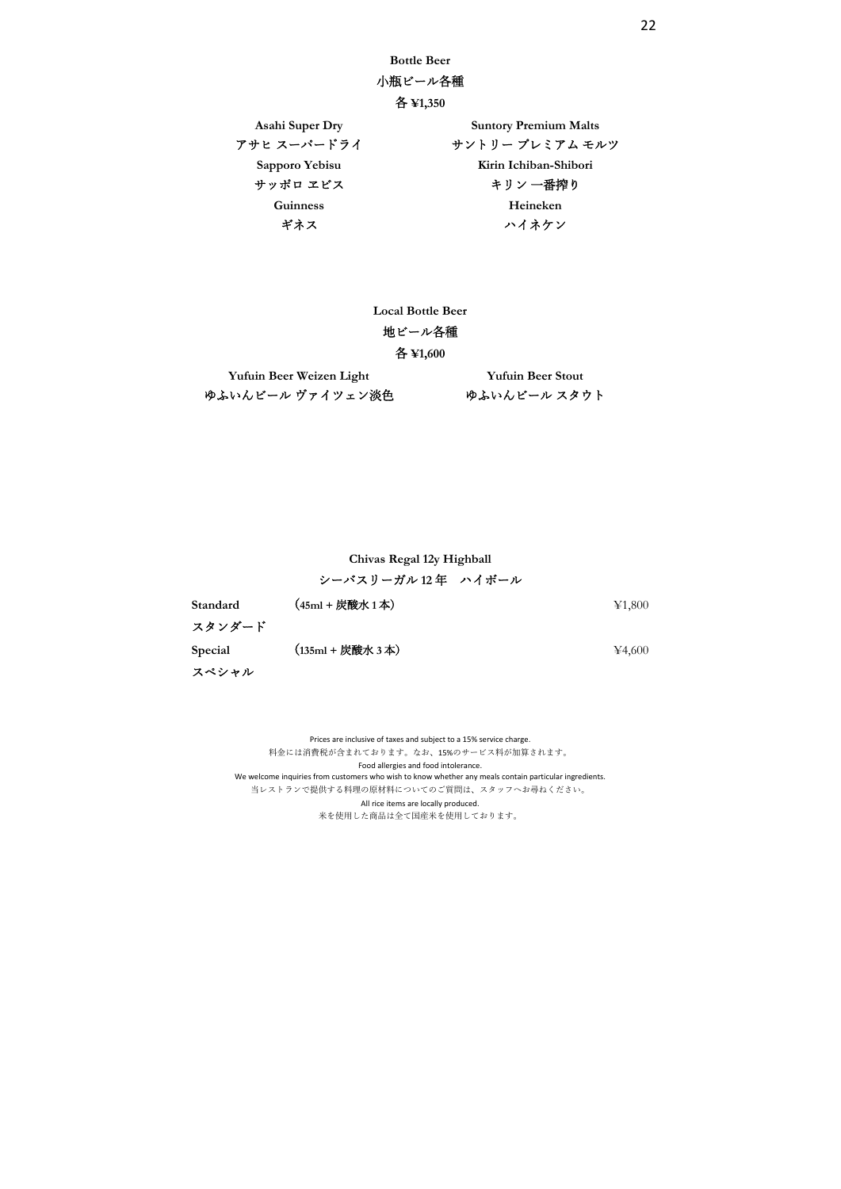## Bottle Beer
## 小瓶ビール各種
**各 ¥1,350**

**Asahi Super Dry**
**アサヒ スーパードライ**

**Suntory Premium Malts**
**サントリー プレミアム モルツ**

**Sapporo Yebisu**
**サッポロ ヱビス**

**Kirin Ichiban-Shibori**
**キリン 一番搾り**

**Guinness**
**ギネス**

**Heineken**
**ハイネケン**

## Local Bottle Beer
## 地ビール各種
**各 ¥1,600**

**Yufuin Beer Weizen Light**
**ゆふいんビール ヴァイツェン淡色**

**Yufuin Beer Stout**
**ゆふいんビール スタウト**

## Chivas Regal 12y Highball
## シーバスリーガル 12 年　ハイボール

| | | |
|---|---|---|
| **Standard**<br>**スタンダード** | **(45ml + 炭酸水 1 本)** | ¥1,800 |
| **Special**<br>**スペシャル** | **(135ml + 炭酸水 3 本)** | ¥4,600 |

Prices are inclusive of taxes and subject to a 15% service charge.
料金には消費税が含まれております。なお、15%のサービス料が加算されます。
Food allergies and food intolerance.
We welcome inquiries from customers who wish to know whether any meals contain particular ingredients.
当レストランで提供する料理の原材料についてのご質問は、スタッフへお尋ねください。
All rice items are locally produced.
米を使用した商品は全て国産米を使用しております。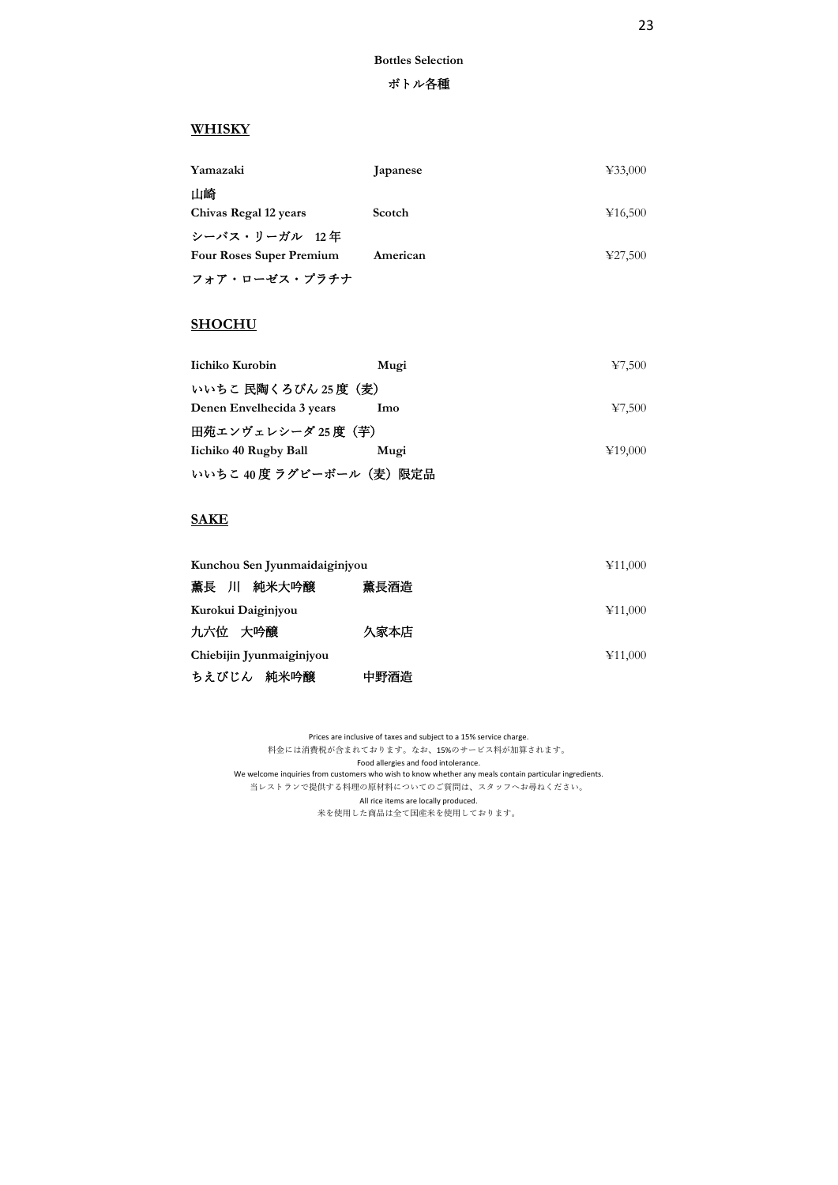**Bottles Selection**

**ボトル各種**

## WHISKY

| | | |
|---|---|---|
| **Yamazaki**<br>**山崎** | **Japanese** | ¥33,000 |
| **Chivas Regal 12 years**<br>**シーバス・リーガル 12 年** | **Scotch** | ¥16,500 |
| **Four Roses Super Premium**<br>**フォア・ローゼス・プラチナ** | **American** | ¥27,500 |

## SHOCHU

| | | |
|---|---|---|
| **Iichiko Kurobin**<br>**いいちこ 民陶くろびん 25 度（麦）** | **Mugi** | ¥7,500 |
| **Denen Envelhecida 3 years**<br>**田苑エンヴェレシーダ 25 度（芋）** | **Imo** | ¥7,500 |
| **Iichiko 40 Rugby Ball**<br>**いいちこ 40 度 ラグビーボール（麦）限定品** | **Mugi** | ¥19,000 |

## SAKE

| | | |
|---|---|---|
| **Kunchou Sen Jyunmaidaiginjyou**<br>**薫長　川　純米大吟醸** | **薫長酒造** | ¥11,000 |
| **Kurokui Daiginjyou**<br>**九六位　大吟醸** | **久家本店** | ¥11,000 |
| **Chiebijin Jyunmaiginjyou**<br>**ちえびじん　純米吟醸** | **中野酒造** | ¥11,000 |

Prices are inclusive of taxes and subject to a 15% service charge.
料金には消費税が含まれております。なお、15%のサービス料が加算されます。
Food allergies and food intolerance.
We welcome inquiries from customers who wish to know whether any meals contain particular ingredients.
当レストランで提供する料理の原材料についてのご質問は、スタッフへお尋ねください。
All rice items are locally produced.
米を使用した商品は全て国産米を使用しております。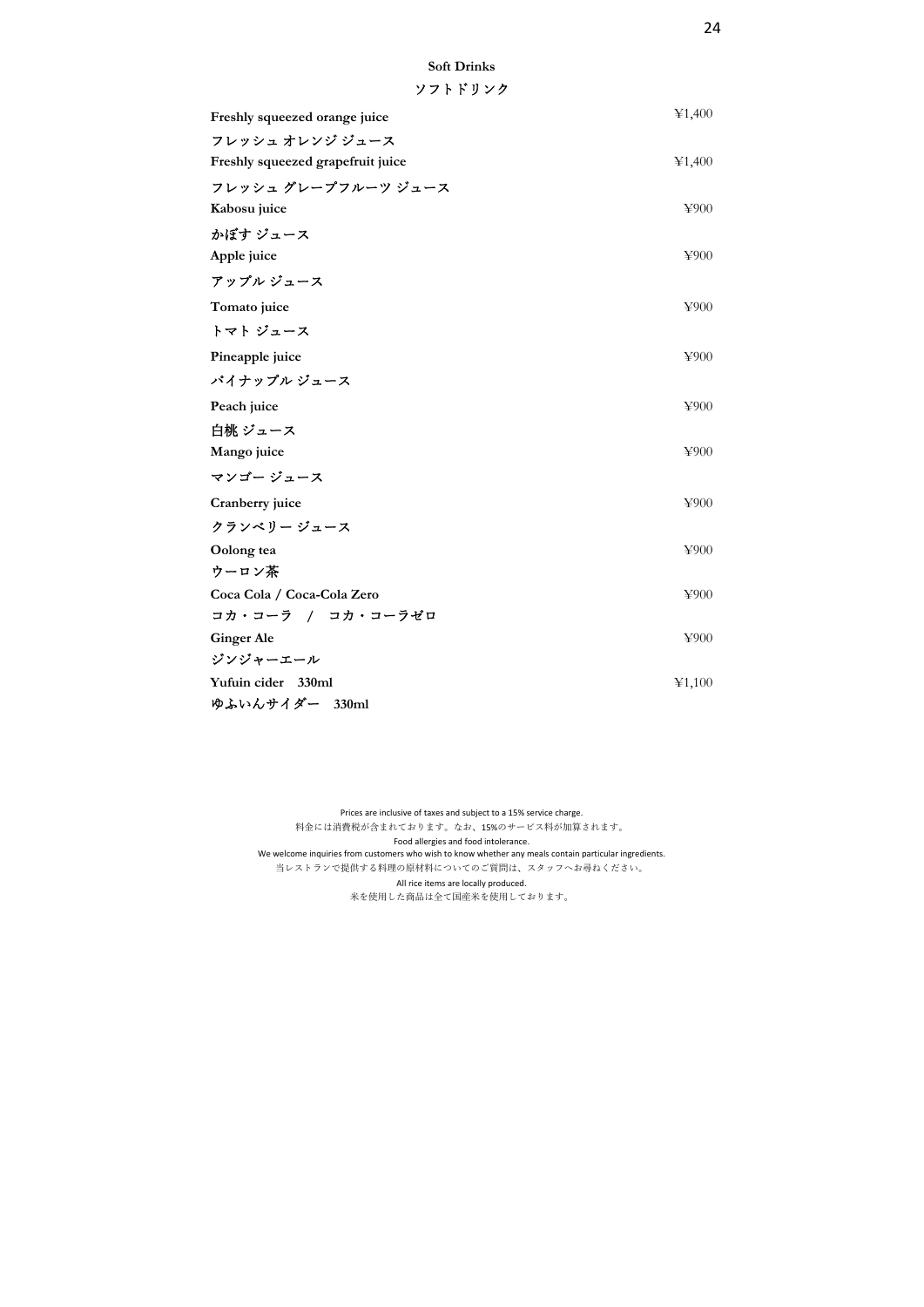## Soft Drinks
## ソフトドリンク

| | |
|---|---|
| **Freshly squeezed orange juice**<br>**フレッシュ オレンジ ジュース** | ¥1,400 |
| **Freshly squeezed grapefruit juice**<br>**フレッシュ グレープフルーツ ジュース** | ¥1,400 |
| **Kabosu juice**<br>**かぼす ジュース** | ¥900 |
| **Apple juice**<br>**アップル ジュース** | ¥900 |
| **Tomato juice**<br>**トマト ジュース** | ¥900 |
| **Pineapple juice**<br>**パイナップル ジュース** | ¥900 |
| **Peach juice**<br>**白桃 ジュース** | ¥900 |
| **Mango juice**<br>**マンゴー ジュース** | ¥900 |
| **Cranberry juice**<br>**クランベリー ジュース** | ¥900 |
| **Oolong tea**<br>**ウーロン茶** | ¥900 |
| **Coca Cola / Coca-Cola Zero**<br>**コカ・コーラ　/　コカ・コーラゼロ** | ¥900 |
| **Ginger Ale**<br>**ジンジャーエール** | ¥900 |
| **Yufuin cider　330ml**<br>**ゆふいんサイダー　330ml** | ¥1,100 |

Prices are inclusive of taxes and subject to a 15% service charge.
料金には消費税が含まれております。なお、15%のサービス料が加算されます。
Food allergies and food intolerance.
We welcome inquiries from customers who wish to know whether any meals contain particular ingredients.
当レストランで提供する料理の原材料についてのご質問は、スタッフへお尋ねください。
All rice items are locally produced.
米を使用した商品は全て国産米を使用しております。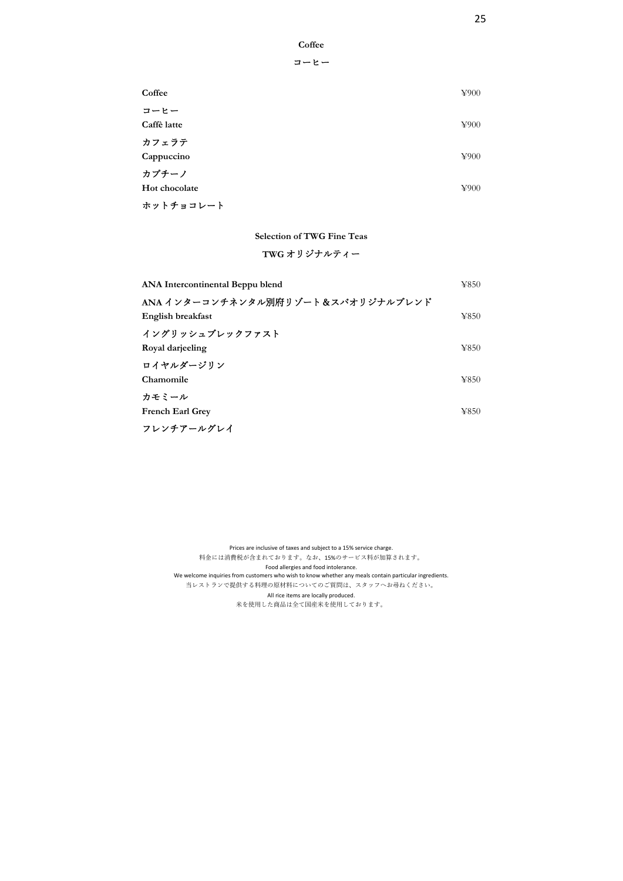## Coffee

## コーヒー

| | |
|---|---|
| **Coffee**<br>**コーヒー** | ¥900 |
| **Caffè latte**<br>**カフェラテ** | ¥900 |
| **Cappuccino**<br>**カプチーノ** | ¥900 |
| **Hot chocolate**<br>**ホットチョコレート** | ¥900 |

## Selection of TWG Fine Teas

## TWG オリジナルティー

| | |
|---|---|
| **ANA Intercontinental Beppu blend**<br>**ANA インターコンチネンタル別府リゾート＆スパオリジナルブレンド** | ¥850 |
| **English breakfast**<br>**イングリッシュブレックファスト** | ¥850 |
| **Royal darjeeling**<br>**ロイヤルダージリン** | ¥850 |
| **Chamomile**<br>**カモミール** | ¥850 |
| **French Earl Grey**<br>**フレンチアールグレイ** | ¥850 |

Prices are inclusive of taxes and subject to a 15% service charge.
料金には消費税が含まれております。なお、15%のサービス料が加算されます。
Food allergies and food intolerance.
We welcome inquiries from customers who wish to know whether any meals contain particular ingredients.
当レストランで提供する料理の原材料についてのご質問は、スタッフへお尋ねください。
All rice items are locally produced.
米を使用した商品は全て国産米を使用しております。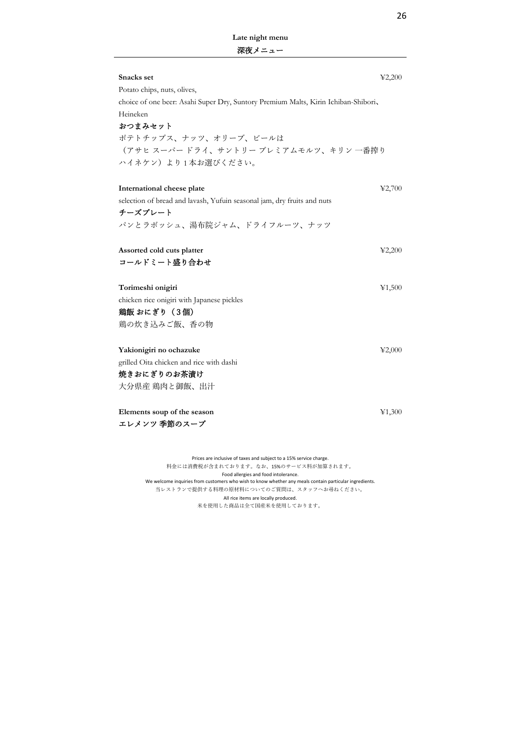## Late night menu
## 深夜メニュー

**Snacks set** ¥2,200

Potato chips, nuts, olives,
choice of one beer: Asahi Super Dry, Suntory Premium Malts, Kirin Ichiban-Shibori、Heineken

**おつまみセット**

ポテトチップス、ナッツ、オリーブ、ビールは
（アサヒ スーパー ドライ、サントリー プレミアムモルツ、キリン 一番搾り
ハイネケン）より1本お選びください。

**International cheese plate** ¥2,700

selection of bread and lavash, Yufuin seasonal jam, dry fruits and nuts

**チーズプレート**

パンとラボッシュ、湯布院ジャム、ドライフルーツ、ナッツ

**Assorted cold cuts platter** ¥2,200

**コールドミート盛り合わせ**

**Torimeshi onigiri** ¥1,500

chicken rice onigiri with Japanese pickles

**鶏飯 おにぎり（3個）**

鶏の炊き込みご飯、香の物

**Yakionigiri no ochazuke** ¥2,000

grilled Oita chicken and rice with dashi

**焼きおにぎりのお茶漬け**

大分県産 鶏肉と御飯、出汁

**Elements soup of the season** ¥1,300

**エレメンツ 季節のスープ**

Prices are inclusive of taxes and subject to a 15% service charge.
料金には消費税が含まれております。なお、15%のサービス料が加算されます。
Food allergies and food intolerance.
We welcome inquiries from customers who wish to know whether any meals contain particular ingredients.
当レストランで提供する料理の原材料についてのご質問は、スタッフへお尋ねください。
All rice items are locally produced.
米を使用した商品は全て国産米を使用しております。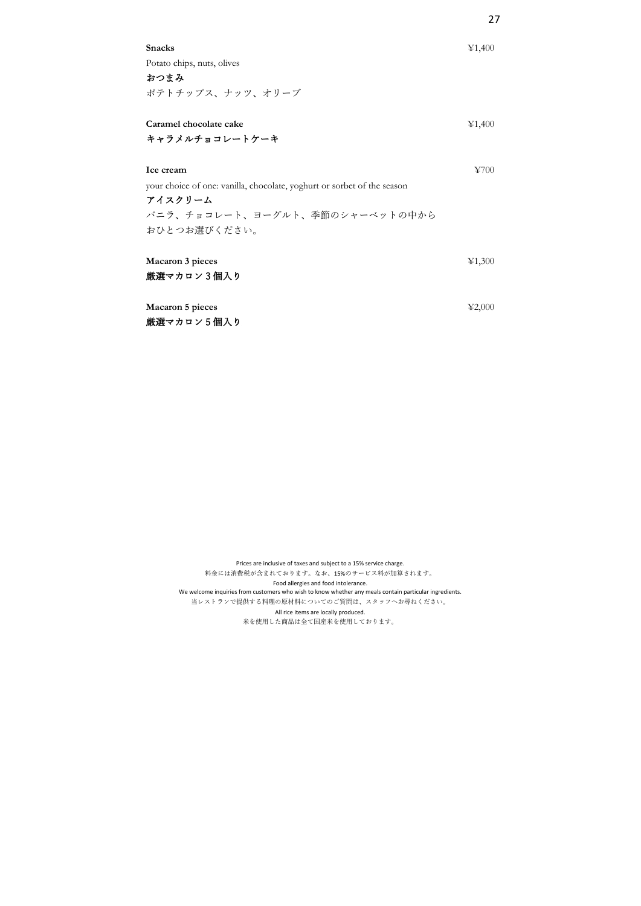**Snacks** ¥1,400

Potato chips, nuts, olives

**おつまみ**

ポテトチップス、ナッツ、オリーブ

**Caramel chocolate cake** ¥1,400

**キャラメルチョコレートケーキ**

**Ice cream** ¥700

your choice of one: vanilla, chocolate, yoghurt or sorbet of the season

**アイスクリーム**

バニラ、チョコレート、ヨーグルト、季節のシャーベットの中から
おひとつお選びください。

**Macaron 3 pieces** ¥1,300

**厳選マカロン 3 個入り**

**Macaron 5 pieces** ¥2,000

**厳選マカロン 5 個入り**

Prices are inclusive of taxes and subject to a 15% service charge.
料金には消費税が含まれております。なお、15%のサービス料が加算されます。
Food allergies and food intolerance.
We welcome inquiries from customers who wish to know whether any meals contain particular ingredients.
当レストランで提供する料理の原材料についてのご質問は、スタッフへお尋ねください。
All rice items are locally produced.
米を使用した商品は全て国産米を使用しております。